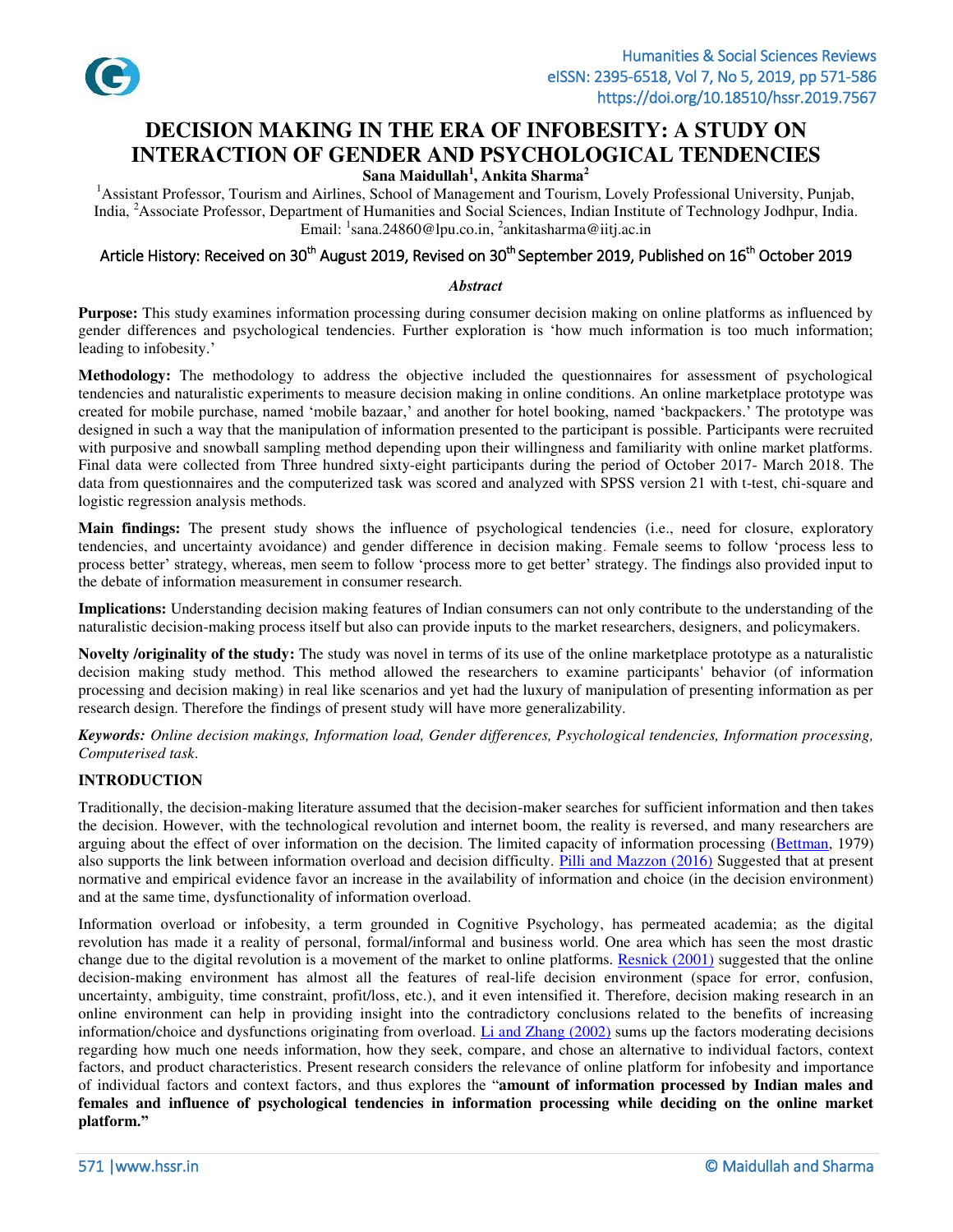# DECISION MAKING IN THE ERA OF INFOBESITY: A STUDY ON INTERACTION OF GENDER AND PSYCHOLOGICAL TENDENCIES

**Sana Maidullah[1], Ankita Sharma[2]**

[1]Assistant Professor, Tourism and Airlines, School of Management and Tourism, Lovely Professional University, Punjab, India, [2]Associate Professor, Department of Humanities and Social Sciences, Indian Institute of Technology Jodhpur, India. Email: [1]sana.24860@lpu.co.in, [2]ankitasharma@iitj.ac.in

Article History: Received on 30th August 2019, Revised on 30th September 2019, Published on 16th October 2019

***Abstract***

**Purpose:** This study examines information processing during consumer decision making on online platforms as influenced by gender differences and psychological tendencies. Further exploration is 'how much information is too much information; leading to infobesity.'

**Methodology:** The methodology to address the objective included the questionnaires for assessment of psychological tendencies and naturalistic experiments to measure decision making in online conditions. An online marketplace prototype was created for mobile purchase, named 'mobile bazaar,' and another for hotel booking, named 'backpackers.' The prototype was designed in such a way that the manipulation of information presented to the participant is possible. Participants were recruited with purposive and snowball sampling method depending upon their willingness and familiarity with online market platforms. Final data were collected from Three hundred sixty-eight participants during the period of October 2017- March 2018. The data from questionnaires and the computerized task was scored and analyzed with SPSS version 21 with t-test, chi-square and logistic regression analysis methods.

**Main findings:** The present study shows the influence of psychological tendencies (i.e., need for closure, exploratory tendencies, and uncertainty avoidance) and gender difference in decision making. Female seems to follow 'process less to process better' strategy, whereas, men seem to follow 'process more to get better' strategy. The findings also provided input to the debate of information measurement in consumer research.

**Implications:** Understanding decision making features of Indian consumers can not only contribute to the understanding of the naturalistic decision-making process itself but also can provide inputs to the market researchers, designers, and policymakers.

**Novelty /originality of the study:** The study was novel in terms of its use of the online marketplace prototype as a naturalistic decision making study method. This method allowed the researchers to examine participants' behavior (of information processing and decision making) in real like scenarios and yet had the luxury of manipulation of presenting information as per research design. Therefore the findings of present study will have more generalizability.

***Keywords:*** *Online decision makings, Information load, Gender differences, Psychological tendencies, Information processing, Computerised task.*

## INTRODUCTION

Traditionally, the decision-making literature assumed that the decision-maker searches for sufficient information and then takes the decision. However, with the technological revolution and internet boom, the reality is reversed, and many researchers are arguing about the effect of over information on the decision. The limited capacity of information processing (Bettman, 1979) also supports the link between information overload and decision difficulty. Pilli and Mazzon (2016) Suggested that at present normative and empirical evidence favor an increase in the availability of information and choice (in the decision environment) and at the same time, dysfunctionality of information overload.

Information overload or infobesity, a term grounded in Cognitive Psychology, has permeated academia; as the digital revolution has made it a reality of personal, formal/informal and business world. One area which has seen the most drastic change due to the digital revolution is a movement of the market to online platforms. Resnick (2001) suggested that the online decision-making environment has almost all the features of real-life decision environment (space for error, confusion, uncertainty, ambiguity, time constraint, profit/loss, etc.), and it even intensified it. Therefore, decision making research in an online environment can help in providing insight into the contradictory conclusions related to the benefits of increasing information/choice and dysfunctions originating from overload. Li and Zhang (2002) sums up the factors moderating decisions regarding how much one needs information, how they seek, compare, and chose an alternative to individual factors, context factors, and product characteristics. Present research considers the relevance of online platform for infobesity and importance of individual factors and context factors, and thus explores the "**amount of information processed by Indian males and females and influence of psychological tendencies in information processing while deciding on the online market platform.**"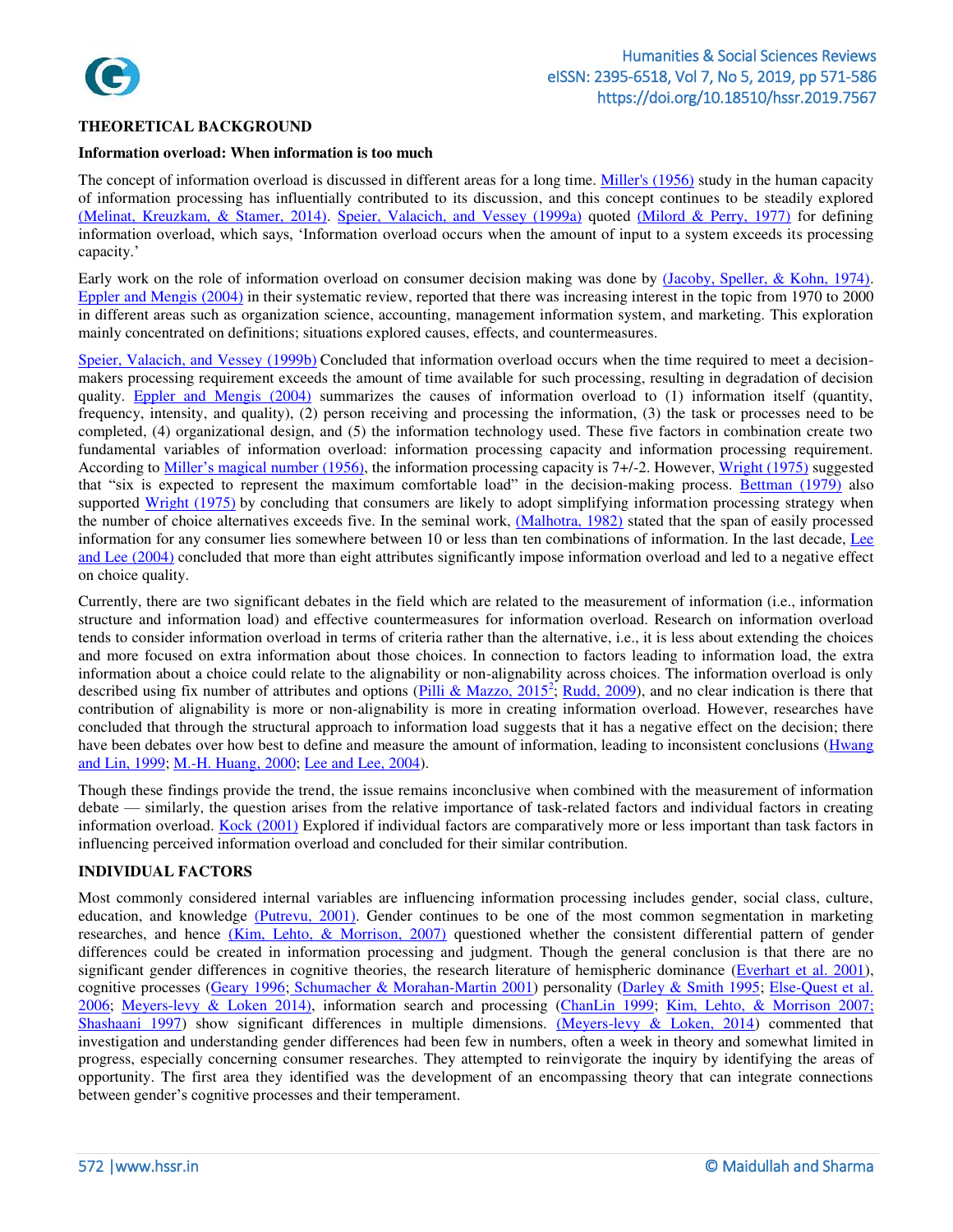## THEORETICAL BACKGROUND

### Information overload: When information is too much

The concept of information overload is discussed in different areas for a long time. Miller's (1956) study in the human capacity of information processing has influentially contributed to its discussion, and this concept continues to be steadily explored (Melinat, Kreuzkam, & Stamer, 2014). Speier, Valacich, and Vessey (1999a) quoted (Milord & Perry, 1977) for defining information overload, which says, 'Information overload occurs when the amount of input to a system exceeds its processing capacity.'

Early work on the role of information overload on consumer decision making was done by (Jacoby, Speller, & Kohn, 1974). Eppler and Mengis (2004) in their systematic review, reported that there was increasing interest in the topic from 1970 to 2000 in different areas such as organization science, accounting, management information system, and marketing. This exploration mainly concentrated on definitions; situations explored causes, effects, and countermeasures.

Speier, Valacich, and Vessey (1999b) Concluded that information overload occurs when the time required to meet a decision-makers processing requirement exceeds the amount of time available for such processing, resulting in degradation of decision quality. Eppler and Mengis (2004) summarizes the causes of information overload to (1) information itself (quantity, frequency, intensity, and quality), (2) person receiving and processing the information, (3) the task or processes need to be completed, (4) organizational design, and (5) the information technology used. These five factors in combination create two fundamental variables of information overload: information processing capacity and information processing requirement. According to Miller's magical number (1956), the information processing capacity is 7+/-2. However, Wright (1975) suggested that "six is expected to represent the maximum comfortable load" in the decision-making process. Bettman (1979) also supported Wright (1975) by concluding that consumers are likely to adopt simplifying information processing strategy when the number of choice alternatives exceeds five. In the seminal work, (Malhotra, 1982) stated that the span of easily processed information for any consumer lies somewhere between 10 or less than ten combinations of information. In the last decade, Lee and Lee (2004) concluded that more than eight attributes significantly impose information overload and led to a negative effect on choice quality.

Currently, there are two significant debates in the field which are related to the measurement of information (i.e., information structure and information load) and effective countermeasures for information overload. Research on information overload tends to consider information overload in terms of criteria rather than the alternative, i.e., it is less about extending the choices and more focused on extra information about those choices. In connection to factors leading to information load, the extra information about a choice could relate to the alignability or non-alignability across choices. The information overload is only described using fix number of attributes and options (Pilli & Mazzo, 2015[2]; Rudd, 2009), and no clear indication is there that contribution of alignability is more or non-alignability is more in creating information overload. However, researches have concluded that through the structural approach to information load suggests that it has a negative effect on the decision; there have been debates over how best to define and measure the amount of information, leading to inconsistent conclusions (Hwang and Lin, 1999; M.-H. Huang, 2000; Lee and Lee, 2004).

Though these findings provide the trend, the issue remains inconclusive when combined with the measurement of information debate — similarly, the question arises from the relative importance of task-related factors and individual factors in creating information overload. Kock (2001) Explored if individual factors are comparatively more or less important than task factors in influencing perceived information overload and concluded for their similar contribution.

## INDIVIDUAL FACTORS

Most commonly considered internal variables are influencing information processing includes gender, social class, culture, education, and knowledge (Putrevu, 2001). Gender continues to be one of the most common segmentation in marketing researches, and hence (Kim, Lehto, & Morrison, 2007) questioned whether the consistent differential pattern of gender differences could be created in information processing and judgment. Though the general conclusion is that there are no significant gender differences in cognitive theories, the research literature of hemispheric dominance (Everhart et al. 2001), cognitive processes (Geary 1996; Schumacher & Morahan-Martin 2001) personality (Darley & Smith 1995; Else-Quest et al. 2006; Meyers-levy & Loken 2014), information search and processing (ChanLin 1999; Kim, Lehto, & Morrison 2007; Shashaani 1997) show significant differences in multiple dimensions. (Meyers-levy & Loken, 2014) commented that investigation and understanding gender differences had been few in numbers, often a week in theory and somewhat limited in progress, especially concerning consumer researches. They attempted to reinvigorate the inquiry by identifying the areas of opportunity. The first area they identified was the development of an encompassing theory that can integrate connections between gender's cognitive processes and their temperament.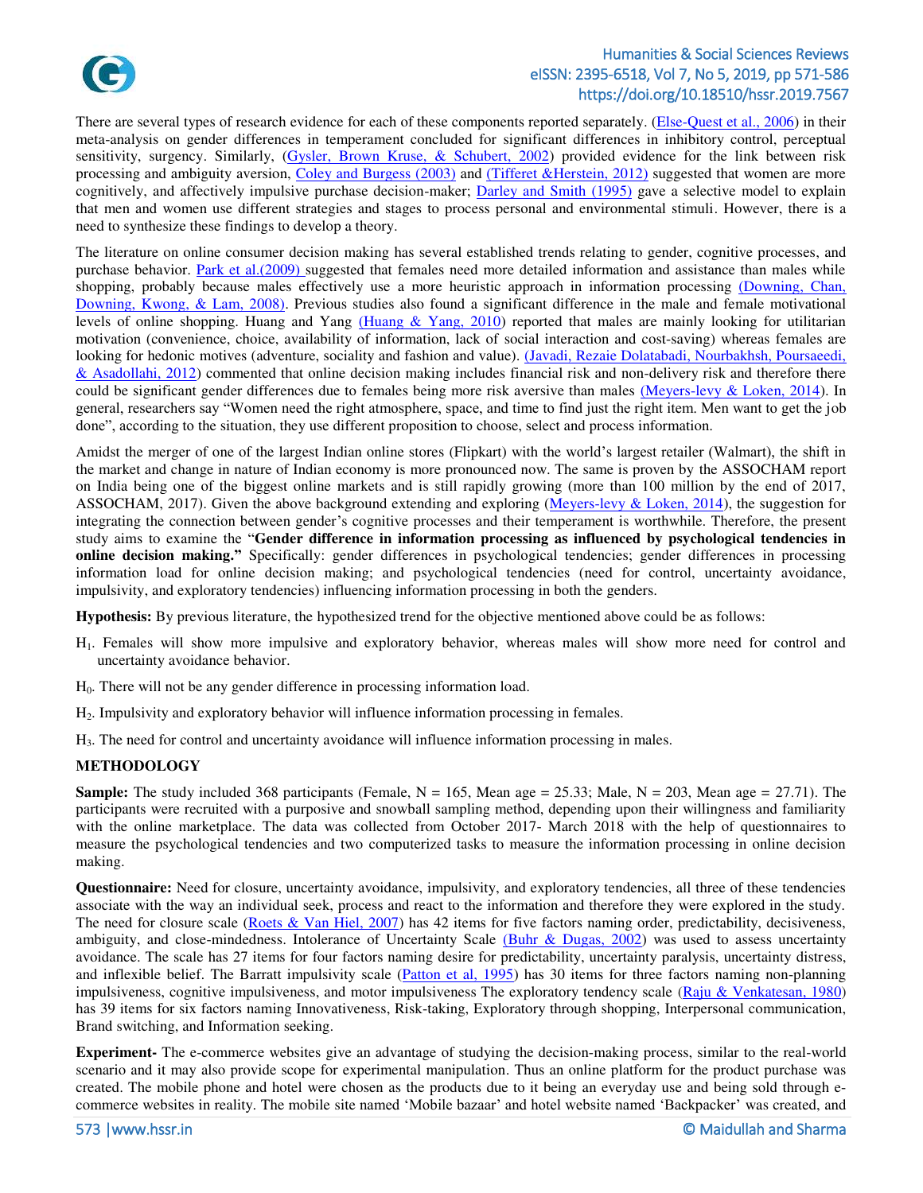There are several types of research evidence for each of these components reported separately. (Else-Quest et al., 2006) in their meta-analysis on gender differences in temperament concluded for significant differences in inhibitory control, perceptual sensitivity, surgency. Similarly, (Gysler, Brown Kruse, & Schubert, 2002) provided evidence for the link between risk processing and ambiguity aversion, Coley and Burgess (2003) and (Tifferet &Herstein, 2012) suggested that women are more cognitively, and affectively impulsive purchase decision-maker; Darley and Smith (1995) gave a selective model to explain that men and women use different strategies and stages to process personal and environmental stimuli. However, there is a need to synthesize these findings to develop a theory.

The literature on online consumer decision making has several established trends relating to gender, cognitive processes, and purchase behavior. Park et al.(2009) suggested that females need more detailed information and assistance than males while shopping, probably because males effectively use a more heuristic approach in information processing (Downing, Chan, Downing, Kwong, & Lam, 2008). Previous studies also found a significant difference in the male and female motivational levels of online shopping. Huang and Yang (Huang & Yang, 2010) reported that males are mainly looking for utilitarian motivation (convenience, choice, availability of information, lack of social interaction and cost-saving) whereas females are looking for hedonic motives (adventure, sociality and fashion and value). (Javadi, Rezaie Dolatabadi, Nourbakhsh, Poursaeedi, & Asadollahi, 2012) commented that online decision making includes financial risk and non-delivery risk and therefore there could be significant gender differences due to females being more risk aversive than males (Meyers-levy & Loken, 2014). In general, researchers say "Women need the right atmosphere, space, and time to find just the right item. Men want to get the job done", according to the situation, they use different proposition to choose, select and process information.

Amidst the merger of one of the largest Indian online stores (Flipkart) with the world's largest retailer (Walmart), the shift in the market and change in nature of Indian economy is more pronounced now. The same is proven by the ASSOCHAM report on India being one of the biggest online markets and is still rapidly growing (more than 100 million by the end of 2017, ASSOCHAM, 2017). Given the above background extending and exploring (Meyers-levy & Loken, 2014), the suggestion for integrating the connection between gender's cognitive processes and their temperament is worthwhile. Therefore, the present study aims to examine the "**Gender difference in information processing as influenced by psychological tendencies in online decision making.**" Specifically: gender differences in psychological tendencies; gender differences in processing information load for online decision making; and psychological tendencies (need for control, uncertainty avoidance, impulsivity, and exploratory tendencies) influencing information processing in both the genders.

**Hypothesis:** By previous literature, the hypothesized trend for the objective mentioned above could be as follows:

$H_1$. Females will show more impulsive and exploratory behavior, whereas males will show more need for control and uncertainty avoidance behavior.

$H_0$. There will not be any gender difference in processing information load.

$H_2$. Impulsivity and exploratory behavior will influence information processing in females.

$H_3$. The need for control and uncertainty avoidance will influence information processing in males.

## METHODOLOGY

**Sample:** The study included 368 participants (Female, N = 165, Mean age = 25.33; Male, N = 203, Mean age = 27.71). The participants were recruited with a purposive and snowball sampling method, depending upon their willingness and familiarity with the online marketplace. The data was collected from October 2017- March 2018 with the help of questionnaires to measure the psychological tendencies and two computerized tasks to measure the information processing in online decision making.

**Questionnaire:** Need for closure, uncertainty avoidance, impulsivity, and exploratory tendencies, all three of these tendencies associate with the way an individual seek, process and react to the information and therefore they were explored in the study. The need for closure scale (Roets & Van Hiel, 2007) has 42 items for five factors naming order, predictability, decisiveness, ambiguity, and close-mindedness. Intolerance of Uncertainty Scale (Buhr & Dugas, 2002) was used to assess uncertainty avoidance. The scale has 27 items for four factors naming desire for predictability, uncertainty paralysis, uncertainty distress, and inflexible belief. The Barratt impulsivity scale (Patton et al, 1995) has 30 items for three factors naming non-planning impulsiveness, cognitive impulsiveness, and motor impulsiveness The exploratory tendency scale (Raju & Venkatesan, 1980) has 39 items for six factors naming Innovativeness, Risk-taking, Exploratory through shopping, Interpersonal communication, Brand switching, and Information seeking.

**Experiment-** The e-commerce websites give an advantage of studying the decision-making process, similar to the real-world scenario and it may also provide scope for experimental manipulation. Thus an online platform for the product purchase was created. The mobile phone and hotel were chosen as the products due to it being an everyday use and being sold through e-commerce websites in reality. The mobile site named 'Mobile bazaar' and hotel website named 'Backpacker' was created, and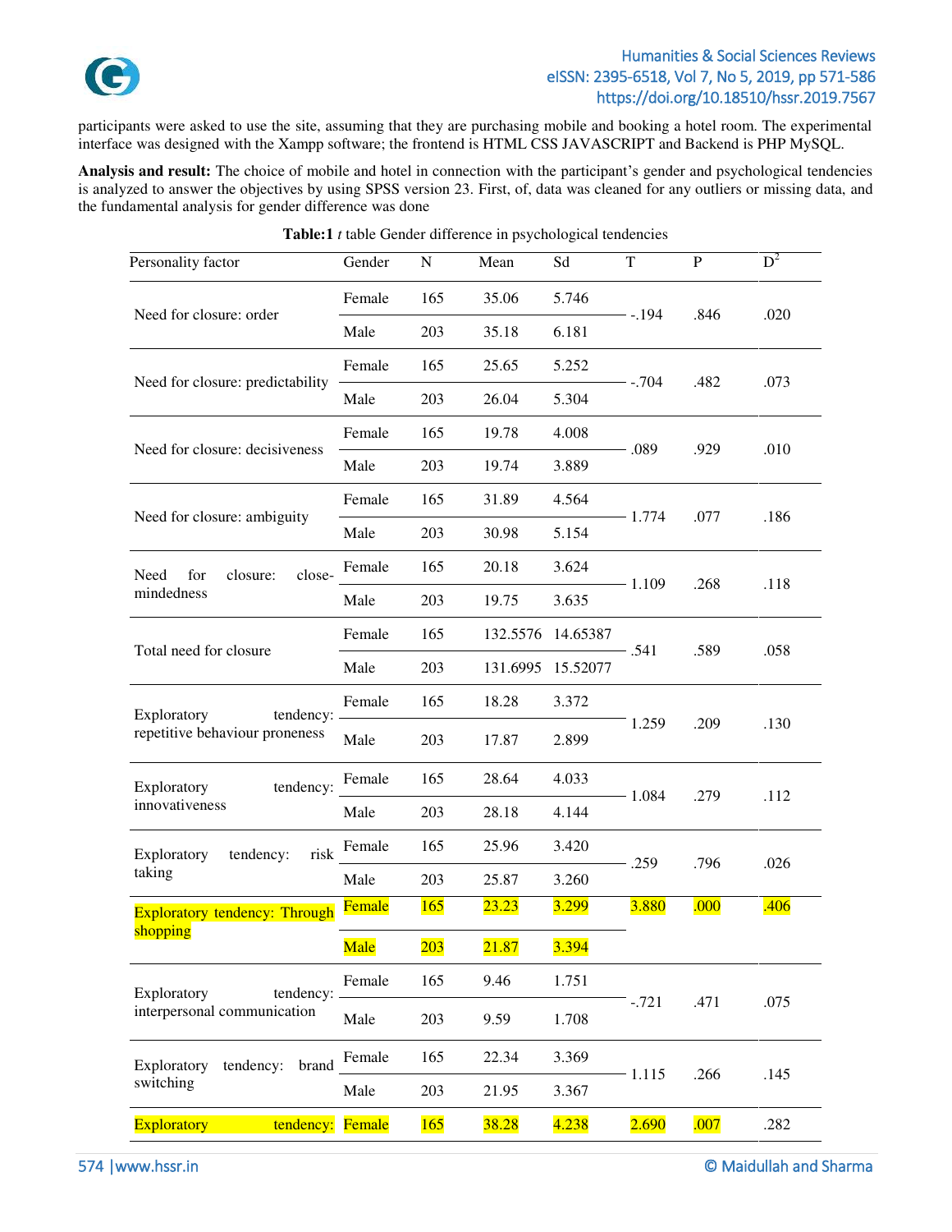participants were asked to use the site, assuming that they are purchasing mobile and booking a hotel room. The experimental interface was designed with the Xampp software; the frontend is HTML CSS JAVASCRIPT and Backend is PHP MySQL.

**Analysis and result:** The choice of mobile and hotel in connection with the participant's gender and psychological tendencies is analyzed to answer the objectives by using SPSS version 23. First, of, data was cleaned for any outliers or missing data, and the fundamental analysis for gender difference was done

**Table:1** *t* table Gender difference in psychological tendencies

| Personality factor | Gender | N | Mean | Sd | T | P | $D^2$ |
|---|---|---|---|---|---|---|---|
| Need for closure: order | Female | 165 | 35.06 | 5.746 | -.194 | .846 | .020 |
| | Male | 203 | 35.18 | 6.181 | | | |
| Need for closure: predictability | Female | 165 | 25.65 | 5.252 | -.704 | .482 | .073 |
| | Male | 203 | 26.04 | 5.304 | | | |
| Need for closure: decisiveness | Female | 165 | 19.78 | 4.008 | .089 | .929 | .010 |
| | Male | 203 | 19.74 | 3.889 | | | |
| Need for closure: ambiguity | Female | 165 | 31.89 | 4.564 | 1.774 | .077 | .186 |
| | Male | 203 | 30.98 | 5.154 | | | |
| Need for closure: close-mindedness | Female | 165 | 20.18 | 3.624 | 1.109 | .268 | .118 |
| | Male | 203 | 19.75 | 3.635 | | | |
| Total need for closure | Female | 165 | 132.5576 | 14.65387 | .541 | .589 | .058 |
| | Male | 203 | 131.6995 | 15.52077 | | | |
| Exploratory tendency: repetitive behaviour proneness | Female | 165 | 18.28 | 3.372 | 1.259 | .209 | .130 |
| | Male | 203 | 17.87 | 2.899 | | | |
| Exploratory tendency: innovativeness | Female | 165 | 28.64 | 4.033 | 1.084 | .279 | .112 |
| | Male | 203 | 28.18 | 4.144 | | | |
| Exploratory tendency: risk taking | Female | 165 | 25.96 | 3.420 | .259 | .796 | .026 |
| | Male | 203 | 25.87 | 3.260 | | | |
| Exploratory tendency: Through shopping | Female | 165 | 23.23 | 3.299 | 3.880 | .000 | .406 |
| | Male | 203 | 21.87 | 3.394 | | | |
| Exploratory tendency: interpersonal communication | Female | 165 | 9.46 | 1.751 | -.721 | .471 | .075 |
| | Male | 203 | 9.59 | 1.708 | | | |
| Exploratory tendency: brand switching | Female | 165 | 22.34 | 3.369 | 1.115 | .266 | .145 |
| | Male | 203 | 21.95 | 3.367 | | | |
| Exploratory tendency: | Female | 165 | 38.28 | 4.238 | 2.690 | .007 | .282 |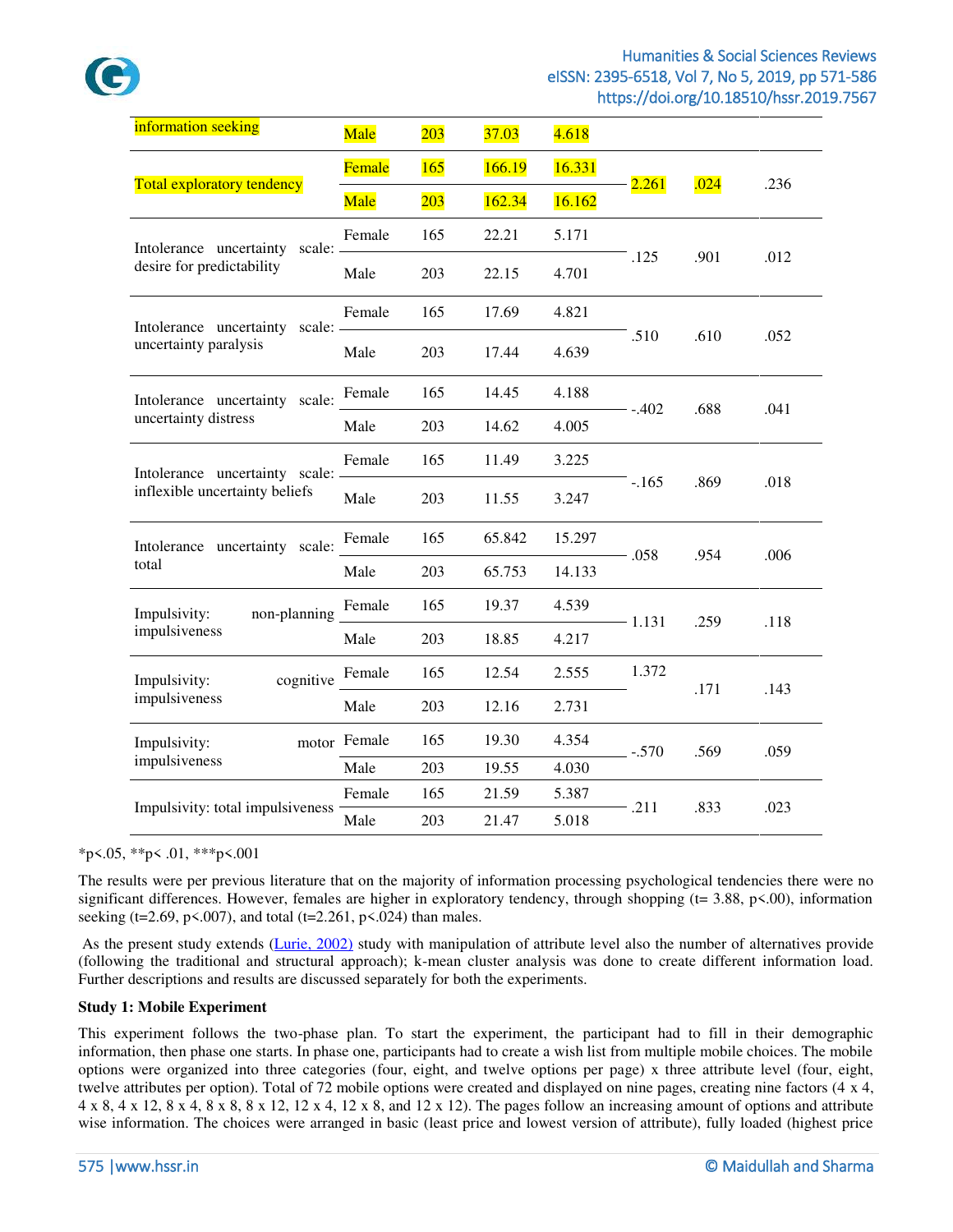| | | | | | | | |
|---|---|---|---|---|---|---|---|
| information seeking | Male | 203 | 37.03 | 4.618 | | | |
| Total exploratory tendency | Female | 165 | 166.19 | 16.331 | 2.261 | .024 | .236 |
| | Male | 203 | 162.34 | 16.162 | | | |
| Intolerance uncertainty scale: desire for predictability | Female | 165 | 22.21 | 5.171 | .125 | .901 | .012 |
| | Male | 203 | 22.15 | 4.701 | | | |
| Intolerance uncertainty scale: uncertainty paralysis | Female | 165 | 17.69 | 4.821 | .510 | .610 | .052 |
| | Male | 203 | 17.44 | 4.639 | | | |
| Intolerance uncertainty scale: uncertainty distress | Female | 165 | 14.45 | 4.188 | -.402 | .688 | .041 |
| | Male | 203 | 14.62 | 4.005 | | | |
| Intolerance uncertainty scale: inflexible uncertainty beliefs | Female | 165 | 11.49 | 3.225 | -.165 | .869 | .018 |
| | Male | 203 | 11.55 | 3.247 | | | |
| Intolerance uncertainty scale: total | Female | 165 | 65.842 | 15.297 | .058 | .954 | .006 |
| | Male | 203 | 65.753 | 14.133 | | | |
| Impulsivity: non-planning impulsiveness | Female | 165 | 19.37 | 4.539 | 1.131 | .259 | .118 |
| | Male | 203 | 18.85 | 4.217 | | | |
| Impulsivity: cognitive impulsiveness | Female | 165 | 12.54 | 2.555 | 1.372 | .171 | .143 |
| | Male | 203 | 12.16 | 2.731 | | | |
| Impulsivity: motor impulsiveness | Female | 165 | 19.30 | 4.354 | -.570 | .569 | .059 |
| | Male | 203 | 19.55 | 4.030 | | | |
| Impulsivity: total impulsiveness | Female | 165 | 21.59 | 5.387 | .211 | .833 | .023 |
| | Male | 203 | 21.47 | 5.018 | | | |

*p<.05, **p< .01, ***p<.001

The results were per previous literature that on the majority of information processing psychological tendencies there were no significant differences. However, females are higher in exploratory tendency, through shopping (t= 3.88, p<.00), information seeking (t=2.69, p<.007), and total (t=2.261, p<.024) than males.

As the present study extends (Lurie, 2002) study with manipulation of attribute level also the number of alternatives provide (following the traditional and structural approach); k-mean cluster analysis was done to create different information load. Further descriptions and results are discussed separately for both the experiments.

**Study 1: Mobile Experiment**

This experiment follows the two-phase plan. To start the experiment, the participant had to fill in their demographic information, then phase one starts. In phase one, participants had to create a wish list from multiple mobile choices. The mobile options were organized into three categories (four, eight, and twelve options per page) x three attribute level (four, eight, twelve attributes per option). Total of 72 mobile options were created and displayed on nine pages, creating nine factors (4 x 4, 4 x 8, 4 x 12, 8 x 4, 8 x 8, 8 x 12, 12 x 4, 12 x 8, and 12 x 12). The pages follow an increasing amount of options and attribute wise information. The choices were arranged in basic (least price and lowest version of attribute), fully loaded (highest price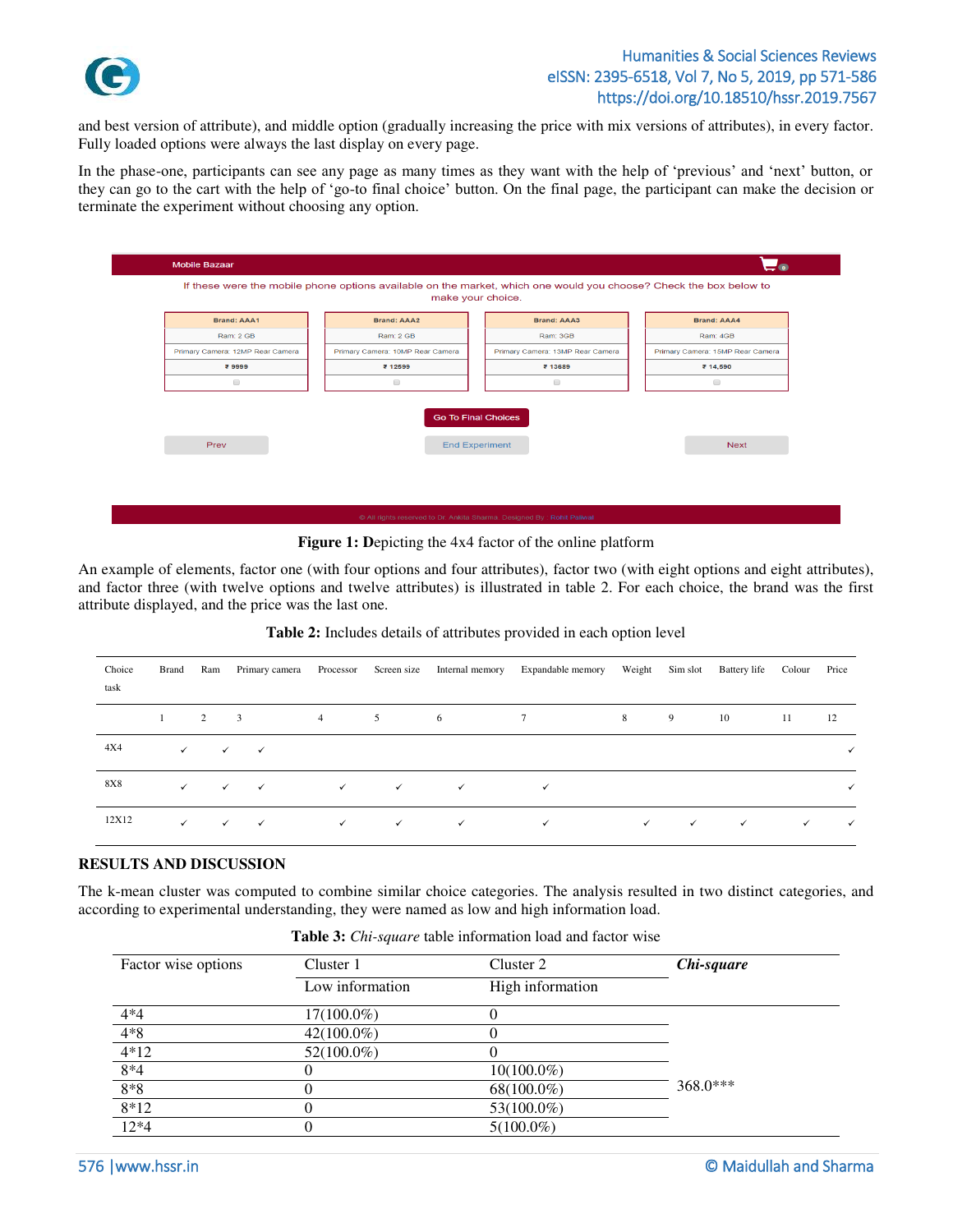and best version of attribute), and middle option (gradually increasing the price with mix versions of attributes), in every factor. Fully loaded options were always the last display on every page.

In the phase-one, participants can see any page as many times as they want with the help of 'previous' and 'next' button, or they can go to the cart with the help of 'go-to final choice' button. On the final page, the participant can make the decision or terminate the experiment without choosing any option.

**Figure 1: D**epicting the 4x4 factor of the online platform

An example of elements, factor one (with four options and four attributes), factor two (with eight options and eight attributes), and factor three (with twelve options and twelve attributes) is illustrated in table 2. For each choice, the brand was the first attribute displayed, and the price was the last one.

**Table 2:** Includes details of attributes provided in each option level

| Choice task | Brand | Ram | Primary camera | Processor | Screen size | Internal memory | Expandable memory | Weight | Sim slot | Battery life | Colour | Price |
|---|---|---|---|---|---|---|---|---|---|---|---|---|
| | 1 | 2 | 3 | 4 | 5 | 6 | 7 | 8 | 9 | 10 | 11 | 12 |
| 4X4 | ✓ | ✓ | ✓ | | | | | | | | | ✓ |
| 8X8 | ✓ | ✓ | ✓ | ✓ | ✓ | ✓ | ✓ | | | | | ✓ |
| 12X12 | ✓ | ✓ | ✓ | ✓ | ✓ | ✓ | ✓ | ✓ | ✓ | ✓ | ✓ | ✓ |

## RESULTS AND DISCUSSION

The k-mean cluster was computed to combine similar choice categories. The analysis resulted in two distinct categories, and according to experimental understanding, they were named as low and high information load.

**Table 3:** *Chi-square* table information load and factor wise

| Factor wise options | Cluster 1 | Cluster 2 | ***Chi-square*** |
|---|---|---|---|
| | Low information | High information | |
| 4*4 | 17(100.0%) | 0 | |
| 4*8 | 42(100.0%) | 0 | |
| 4*12 | 52(100.0%) | 0 | |
| 8*4 | 0 | 10(100.0%) | 368.0*** |
| 8*8 | 0 | 68(100.0%) | |
| 8*12 | 0 | 53(100.0%) | |
| 12*4 | 0 | 5(100.0%) | |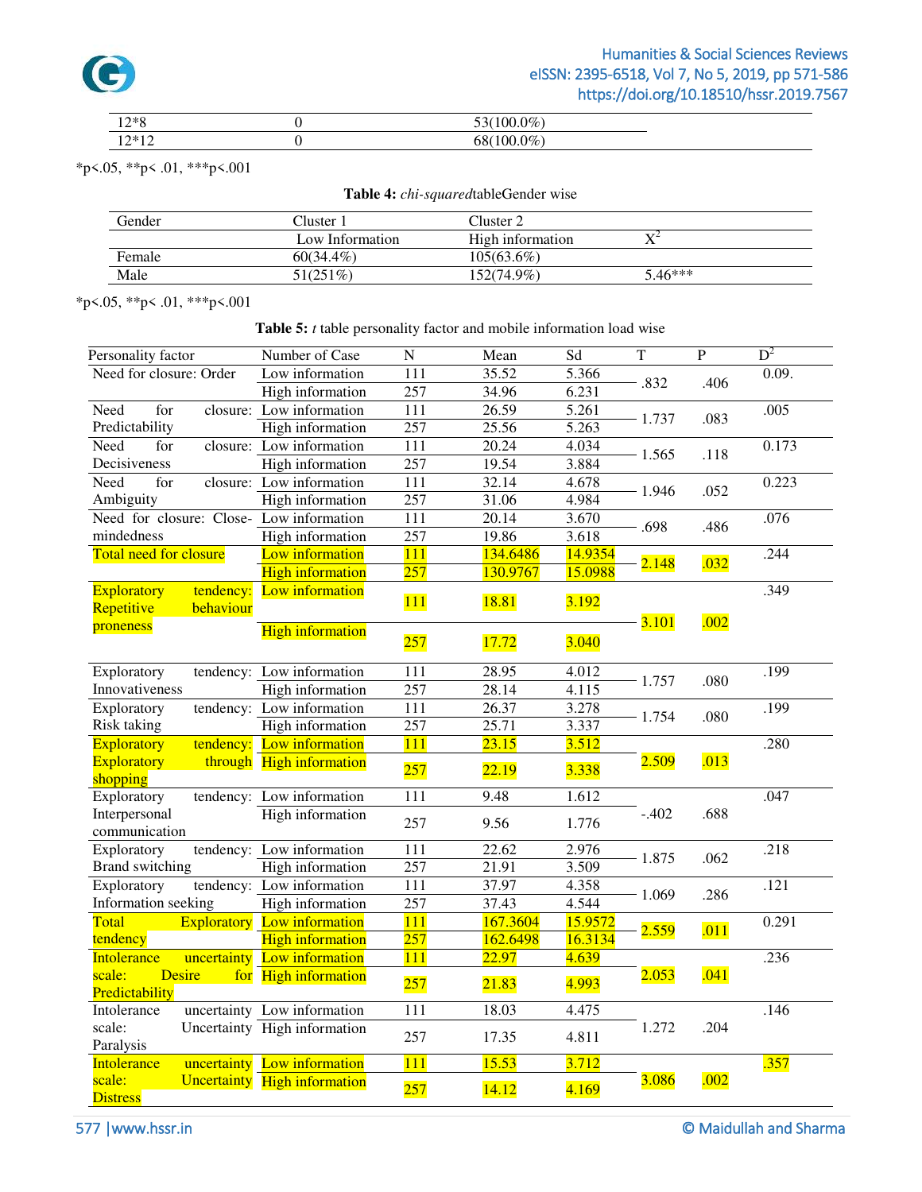| | | |
|---|---|---|
| 12*8 | 0 | 53(100.0%) |
| 12*12 | 0 | 68(100.0%) |

*p<.05, **p< .01, ***p<.001

**Table 4:** *chi-squared*tableGender wise

| Gender | Cluster 1 | Cluster 2 | |
|---|---|---|---|
| | Low Information | High information | $X^2$ |
| Female | 60(34.4%) | 105(63.6%) | |
| Male | 51(251%) | 152(74.9%) | 5.46*** |

*p<.05, **p< .01, ***p<.001

**Table 5:** *t* table personality factor and mobile information load wise

| Personality factor | Number of Case | N | Mean | Sd | T | P | $D^2$ |
|---|---|---|---|---|---|---|---|
| Need for closure: Order | Low information | 111 | 35.52 | 5.366 | .832 | .406 | 0.09. |
| | High information | 257 | 34.96 | 6.231 | | | |
| Need for closure: Predictability | Low information | 111 | 26.59 | 5.261 | 1.737 | .083 | .005 |
| | High information | 257 | 25.56 | 5.263 | | | |
| Need for closure: Decisiveness | Low information | 111 | 20.24 | 4.034 | 1.565 | .118 | 0.173 |
| | High information | 257 | 19.54 | 3.884 | | | |
| Need for closure: Ambiguity | Low information | 111 | 32.14 | 4.678 | 1.946 | .052 | 0.223 |
| | High information | 257 | 31.06 | 4.984 | | | |
| Need for closure: Close-mindedness | Low information | 111 | 20.14 | 3.670 | .698 | .486 | .076 |
| | High information | 257 | 19.86 | 3.618 | | | |
| Total need for closure | Low information | 111 | 134.6486 | 14.9354 | 2.148 | .032 | .244 |
| | High information | 257 | 130.9767 | 15.0988 | | | |
| Exploratory tendency: Repetitive behaviour proneness | Low information | 111 | 18.81 | 3.192 | 3.101 | .002 | .349 |
| | High information | 257 | 17.72 | 3.040 | | | |
| Exploratory tendency: Innovativeness | Low information | 111 | 28.95 | 4.012 | 1.757 | .080 | .199 |
| | High information | 257 | 28.14 | 4.115 | | | |
| Exploratory tendency: Risk taking | Low information | 111 | 26.37 | 3.278 | 1.754 | .080 | .199 |
| | High information | 257 | 25.71 | 3.337 | | | |
| Exploratory tendency: Exploratory through shopping | Low information | 111 | 23.15 | 3.512 | 2.509 | .013 | .280 |
| | High information | 257 | 22.19 | 3.338 | | | |
| Exploratory tendency: Interpersonal communication | Low information | 111 | 9.48 | 1.612 | -.402 | .688 | .047 |
| | High information | 257 | 9.56 | 1.776 | | | |
| Exploratory tendency: Brand switching | Low information | 111 | 22.62 | 2.976 | 1.875 | .062 | .218 |
| | High information | 257 | 21.91 | 3.509 | | | |
| Exploratory tendency: Information seeking | Low information | 111 | 37.97 | 4.358 | 1.069 | .286 | .121 |
| | High information | 257 | 37.43 | 4.544 | | | |
| Total Exploratory tendency | Low information | 111 | 167.3604 | 15.9572 | 2.559 | .011 | 0.291 |
| | High information | 257 | 162.6498 | 16.3134 | | | |
| Intolerance uncertainty scale: Desire for Predictability | Low information | 111 | 22.97 | 4.639 | 2.053 | .041 | .236 |
| | High information | 257 | 21.83 | 4.993 | | | |
| Intolerance uncertainty scale: Uncertainty Paralysis | Low information | 111 | 18.03 | 4.475 | 1.272 | .204 | .146 |
| | High information | 257 | 17.35 | 4.811 | | | |
| Intolerance uncertainty scale: Uncertainty Distress | Low information | 111 | 15.53 | 3.712 | 3.086 | .002 | .357 |
| | High information | 257 | 14.12 | 4.169 | | | |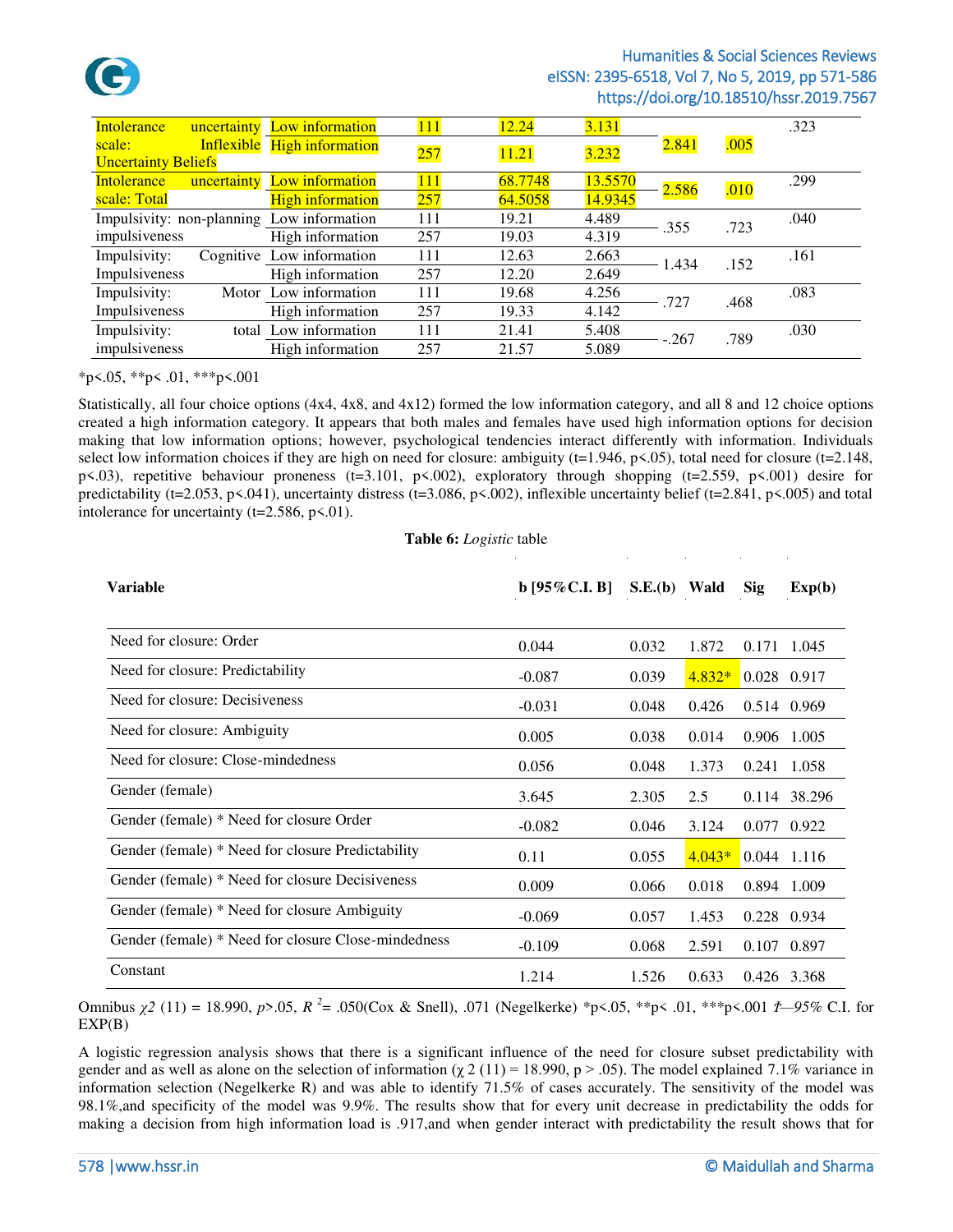| | | | | | | | |
|---|---|---|---|---|---|---|---|
| Intolerance uncertainty scale: Inflexible Uncertainty Beliefs | Low information | 111 | 12.24 | 3.131 | 2.841 | .005 | .323 |
| | High information | 257 | 11.21 | 3.232 | | | |
| Intolerance uncertainty scale: Total | Low information | 111 | 68.7748 | 13.5570 | 2.586 | .010 | .299 |
| | High information | 257 | 64.5058 | 14.9345 | | | |
| Impulsivity: non-planning impulsiveness | Low information | 111 | 19.21 | 4.489 | .355 | .723 | .040 |
| | High information | 257 | 19.03 | 4.319 | | | |
| Impulsivity: Cognitive Impulsiveness | Low information | 111 | 12.63 | 2.663 | 1.434 | .152 | .161 |
| | High information | 257 | 12.20 | 2.649 | | | |
| Impulsivity: Motor Impulsiveness | Low information | 111 | 19.68 | 4.256 | .727 | .468 | .083 |
| | High information | 257 | 19.33 | 4.142 | | | |
| Impulsivity: total impulsiveness | Low information | 111 | 21.41 | 5.408 | -.267 | .789 | .030 |
| | High information | 257 | 21.57 | 5.089 | | | |

*p<.05, **p< .01, ***p<.001

Statistically, all four choice options (4x4, 4x8, and 4x12) formed the low information category, and all 8 and 12 choice options created a high information category. It appears that both males and females have used high information options for decision making that low information options; however, psychological tendencies interact differently with information. Individuals select low information choices if they are high on need for closure: ambiguity (t=1.946, p<.05), total need for closure (t=2.148, p<.03), repetitive behaviour proneness (t=3.101, p<.002), exploratory through shopping (t=2.559, p<.001) desire for predictability (t=2.053, p<.041), uncertainty distress (t=3.086, p<.002), inflexible uncertainty belief (t=2.841, p<.005) and total intolerance for uncertainty (t=2.586, p<.01).

**Table 6:** *Logistic* table

| Variable | b [95%C.I. B] | S.E.(b) | Wald | Sig | Exp(b) |
|---|---|---|---|---|---|
| Need for closure: Order | 0.044 | 0.032 | 1.872 | 0.171 | 1.045 |
| Need for closure: Predictability | -0.087 | 0.039 | 4.832* | 0.028 | 0.917 |
| Need for closure: Decisiveness | -0.031 | 0.048 | 0.426 | 0.514 | 0.969 |
| Need for closure: Ambiguity | 0.005 | 0.038 | 0.014 | 0.906 | 1.005 |
| Need for closure: Close-mindedness | 0.056 | 0.048 | 1.373 | 0.241 | 1.058 |
| Gender (female) | 3.645 | 2.305 | 2.5 | 0.114 | 38.296 |
| Gender (female) * Need for closure Order | -0.082 | 0.046 | 3.124 | 0.077 | 0.922 |
| Gender (female) * Need for closure Predictability | 0.11 | 0.055 | 4.043* | 0.044 | 1.116 |
| Gender (female) * Need for closure Decisiveness | 0.009 | 0.066 | 0.018 | 0.894 | 1.009 |
| Gender (female) * Need for closure Ambiguity | -0.069 | 0.057 | 1.453 | 0.228 | 0.934 |
| Gender (female) * Need for closure Close-mindedness | -0.109 | 0.068 | 2.591 | 0.107 | 0.897 |
| Constant | 1.214 | 1.526 | 0.633 | 0.426 | 3.368 |

Omnibus $\chi 2$ (11) = 18.990, $p$>.05, $R^2$= .050(Cox & Snell), .071 (Negelkerke) *p<.05, **p< .01, ***p<.001 †—95% C.I. for EXP(B)

A logistic regression analysis shows that there is a significant influence of the need for closure subset predictability with gender and as well as alone on the selection of information ($\chi^2$ (11) = 18.990, p > .05). The model explained 7.1% variance in information selection (Negelkerke R) and was able to identify 71.5% of cases accurately. The sensitivity of the model was 98.1%,and specificity of the model was 9.9%. The results show that for every unit decrease in predictability the odds for making a decision from high information load is .917,and when gender interact with predictability the result shows that for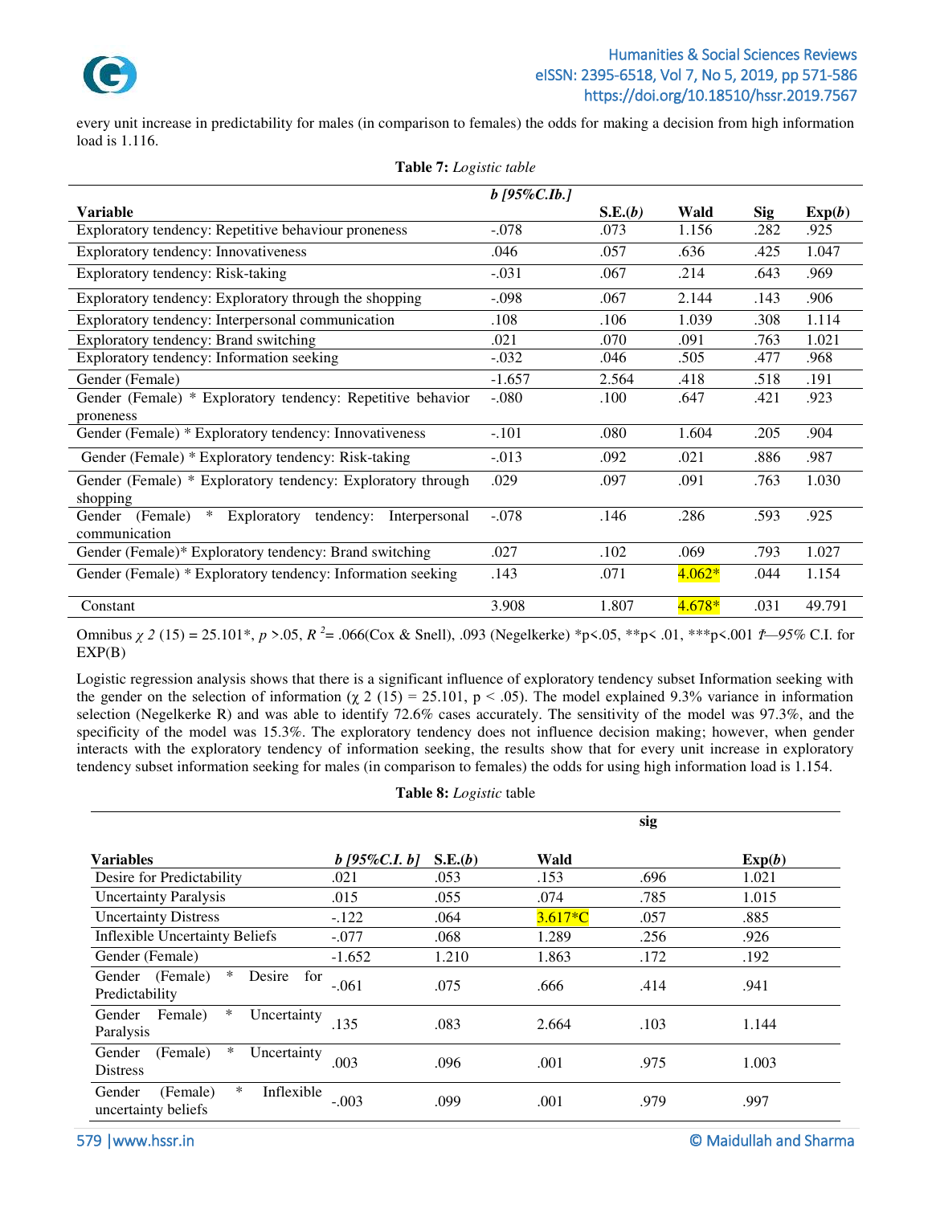every unit increase in predictability for males (in comparison to females) the odds for making a decision from high information load is 1.116.

**Table 7:** *Logistic table*

| Variable | b [95%C.Ib.] | S.E.(b) | Wald | Sig | Exp(b) |
|---|---|---|---|---|---|
| Exploratory tendency: Repetitive behaviour proneness | -.078 | .073 | 1.156 | .282 | .925 |
| Exploratory tendency: Innovativeness | .046 | .057 | .636 | .425 | 1.047 |
| Exploratory tendency: Risk-taking | -.031 | .067 | .214 | .643 | .969 |
| Exploratory tendency: Exploratory through the shopping | -.098 | .067 | 2.144 | .143 | .906 |
| Exploratory tendency: Interpersonal communication | .108 | .106 | 1.039 | .308 | 1.114 |
| Exploratory tendency: Brand switching | .021 | .070 | .091 | .763 | 1.021 |
| Exploratory tendency: Information seeking | -.032 | .046 | .505 | .477 | .968 |
| Gender (Female) | -1.657 | 2.564 | .418 | .518 | .191 |
| Gender (Female) * Exploratory tendency: Repetitive behavior proneness | -.080 | .100 | .647 | .421 | .923 |
| Gender (Female) * Exploratory tendency: Innovativeness | -.101 | .080 | 1.604 | .205 | .904 |
| Gender (Female) * Exploratory tendency: Risk-taking | -.013 | .092 | .021 | .886 | .987 |
| Gender (Female) * Exploratory tendency: Exploratory through shopping | .029 | .097 | .091 | .763 | 1.030 |
| Gender (Female) * Exploratory tendency: Interpersonal communication | -.078 | .146 | .286 | .593 | .925 |
| Gender (Female)* Exploratory tendency: Brand switching | .027 | .102 | .069 | .793 | 1.027 |
| Gender (Female) * Exploratory tendency: Information seeking | .143 | .071 | 4.062* | .044 | 1.154 |
| Constant | 3.908 | 1.807 | 4.678* | .031 | 49.791 |

Omnibus $\chi^2$ (15) = 25.101*, $p$ >.05, $R^2$= .066(Cox & Snell), .093 (Negelkerke) *p<.05, **p< .01, ***p<.001 †—95% C.I. for EXP(B)

Logistic regression analysis shows that there is a significant influence of exploratory tendency subset Information seeking with the gender on the selection of information ($\chi^2$ (15) = 25.101, $p < .05$). The model explained 9.3% variance in information selection (Negelkerke R) and was able to identify 72.6% cases accurately. The sensitivity of the model was 97.3%, and the specificity of the model was 15.3%. The exploratory tendency does not influence decision making; however, when gender interacts with the exploratory tendency of information seeking, the results show that for every unit increase in exploratory tendency subset information seeking for males (in comparison to females) the odds for using high information load is 1.154.

**Table 8:** *Logistic* table

| Variables | b [95%C.I. b] | S.E.(b) | Wald | sig | Exp(b) |
|---|---|---|---|---|---|
| Desire for Predictability | .021 | .053 | .153 | .696 | 1.021 |
| Uncertainty Paralysis | .015 | .055 | .074 | .785 | 1.015 |
| Uncertainty Distress | -.122 | .064 | 3.617*C | .057 | .885 |
| Inflexible Uncertainty Beliefs | -.077 | .068 | 1.289 | .256 | .926 |
| Gender (Female) | -1.652 | 1.210 | 1.863 | .172 | .192 |
| Gender (Female) * Desire for Predictability | -.061 | .075 | .666 | .414 | .941 |
| Gender Female) * Uncertainty Paralysis | .135 | .083 | 2.664 | .103 | 1.144 |
| Gender (Female) * Uncertainty Distress | .003 | .096 | .001 | .975 | 1.003 |
| Gender (Female) * Inflexible uncertainty beliefs | -.003 | .099 | .001 | .979 | .997 |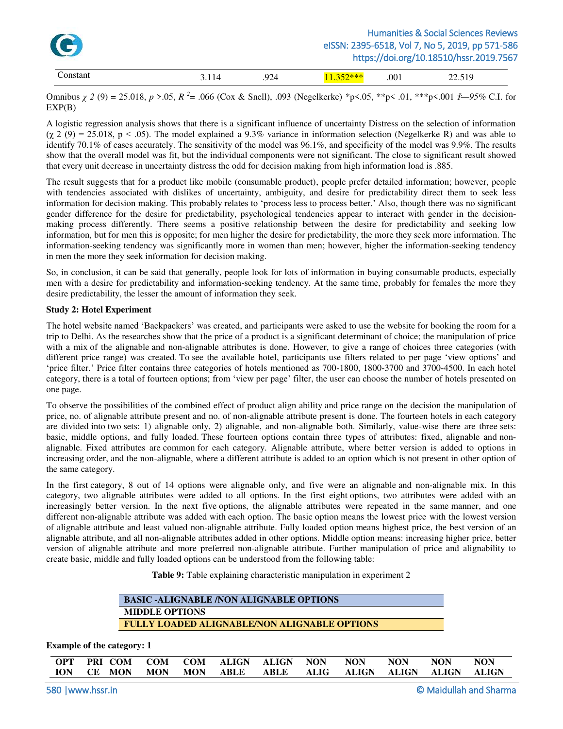| Constant | 3.114 | .924 | 11.352*** | .001 | 22.519 |
|---|---|---|---|---|---|

Omnibus $\chi$ *2* (9) = 25.018, *p* >.05, $R^2$= .066 (Cox & Snell), .093 (Negelkerke) *p<.05, **p< .01, ***p<.001 *†—95%* C.I. for EXP(B)

A logistic regression analysis shows that there is a significant influence of uncertainty Distress on the selection of information ($\chi$ 2 (9) = 25.018, p < .05). The model explained a 9.3% variance in information selection (Negelkerke R) and was able to identify 70.1% of cases accurately. The sensitivity of the model was 96.1%, and specificity of the model was 9.9%. The results show that the overall model was fit, but the individual components were not significant. The close to significant result showed that every unit decrease in uncertainty distress the odd for decision making from high information load is .885.

The result suggests that for a product like mobile (consumable product), people prefer detailed information; however, people with tendencies associated with dislikes of uncertainty, ambiguity, and desire for predictability direct them to seek less information for decision making. This probably relates to 'process less to process better.' Also, though there was no significant gender difference for the desire for predictability, psychological tendencies appear to interact with gender in the decision-making process differently. There seems a positive relationship between the desire for predictability and seeking low information, but for men this is opposite; for men higher the desire for predictability, the more they seek more information. The information-seeking tendency was significantly more in women than men; however, higher the information-seeking tendency in men the more they seek information for decision making.

So, in conclusion, it can be said that generally, people look for lots of information in buying consumable products, especially men with a desire for predictability and information-seeking tendency. At the same time, probably for females the more they desire predictability, the lesser the amount of information they seek.

**Study 2: Hotel Experiment**

The hotel website named 'Backpackers' was created, and participants were asked to use the website for booking the room for a trip to Delhi. As the researches show that the price of a product is a significant determinant of choice; the manipulation of price with a mix of the alignable and non-alignable attributes is done. However, to give a range of choices three categories (with different price range) was created. To see the available hotel, participants use filters related to per page 'view options' and 'price filter.' Price filter contains three categories of hotels mentioned as 700-1800, 1800-3700 and 3700-4500. In each hotel category, there is a total of fourteen options; from 'view per page' filter, the user can choose the number of hotels presented on one page.

To observe the possibilities of the combined effect of product align ability and price range on the decision the manipulation of price, no. of alignable attribute present and no. of non-alignable attribute present is done. The fourteen hotels in each category are divided into two sets: 1) alignable only, 2) alignable, and non-alignable both. Similarly, value-wise there are three sets: basic, middle options, and fully loaded. These fourteen options contain three types of attributes: fixed, alignable and non-alignable. Fixed attributes are common for each category. Alignable attribute, where better version is added to options in increasing order, and the non-alignable, where a different attribute is added to an option which is not present in other option of the same category.

In the first category, 8 out of 14 options were alignable only, and five were an alignable and non-alignable mix. In this category, two alignable attributes were added to all options. In the first eight options, two attributes were added with an increasingly better version. In the next five options, the alignable attributes were repeated in the same manner, and one different non-alignable attribute was added with each option. The basic option means the lowest price with the lowest version of alignable attribute and least valued non-alignable attribute. Fully loaded option means highest price, the best version of an alignable attribute, and all non-alignable attributes added in other options. Middle option means: increasing higher price, better version of alignable attribute and more preferred non-alignable attribute. Further manipulation of price and alignability to create basic, middle and fully loaded options can be understood from the following table:

**Table 9:** Table explaining characteristic manipulation in experiment 2

| BASIC -ALIGNABLE /NON ALIGNABLE OPTIONS |
|---|
| MIDDLE OPTIONS |
| FULLY LOADED ALIGNABLE/NON ALIGNABLE OPTIONS |

**Example of the category: 1**

| OPTION | PRICE | COMMON | COMMON | COMMON | ALIGNABLE | ALIGNABLE | NON ALIG | NON ALIGN | NON ALIGN | NON ALIGN | NON ALIGN |
|---|---|---|---|---|---|---|---|---|---|---|---|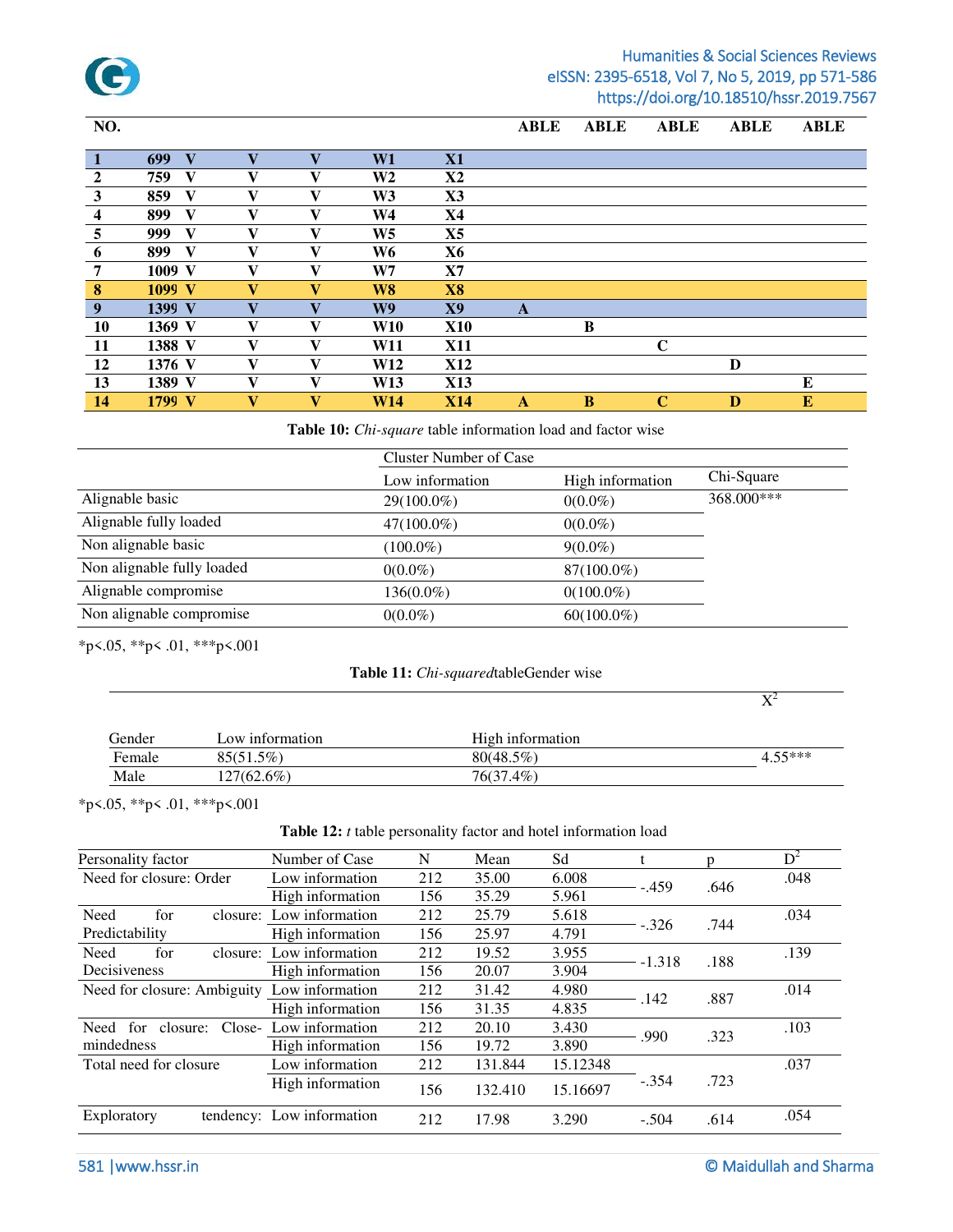| NO. | | | | | | | ABLE | ABLE | ABLE | ABLE | ABLE |
|---|---|---|---|---|---|---|---|---|---|---|---|
| **1** | **699** | **V** | **V** | **V** | **W1** | **X1** | | | | | |
| **2** | **759** | **V** | **V** | **V** | **W2** | **X2** | | | | | |
| **3** | **859** | **V** | **V** | **V** | **W3** | **X3** | | | | | |
| **4** | **899** | **V** | **V** | **V** | **W4** | **X4** | | | | | |
| **5** | **999** | **V** | **V** | **V** | **W5** | **X5** | | | | | |
| **6** | **899** | **V** | **V** | **V** | **W6** | **X6** | | | | | |
| **7** | **1009** | **V** | **V** | **V** | **W7** | **X7** | | | | | |
| **8** | **1099** | **V** | **V** | **V** | **W8** | **X8** | | | | | |
| **9** | **1399** | **V** | **V** | **V** | **W9** | **X9** | **A** | | | | |
| **10** | **1369** | **V** | **V** | **V** | **W10** | **X10** | | **B** | | | |
| **11** | **1388** | **V** | **V** | **V** | **W11** | **X11** | | | **C** | | |
| **12** | **1376** | **V** | **V** | **V** | **W12** | **X12** | | | | **D** | |
| **13** | **1389** | **V** | **V** | **V** | **W13** | **X13** | | | | | **E** |
| **14** | **1799** | **V** | **V** | **V** | **W14** | **X14** | **A** | **B** | **C** | **D** | **E** |

**Table 10:** *Chi-square* table information load and factor wise

| | Cluster Number of Case | | |
|---|---|---|---|
| | Low information | High information | Chi-Square |
| Alignable basic | 29(100.0%) | 0(0.0%) | 368.000*** |
| Alignable fully loaded | 47(100.0%) | 0(0.0%) | |
| Non alignable basic | (100.0%) | 9(0.0%) | |
| Non alignable fully loaded | 0(0.0%) | 87(100.0%) | |
| Alignable compromise | 136(0.0%) | 0(100.0%) | |
| Non alignable compromise | 0(0.0%) | 60(100.0%) | |

*p<.05, **p< .01, ***p<.001

**Table 11:** *Chi-squared*tableGender wise

| Gender | Low information | High information | $X^2$ |
|---|---|---|---|
| Female | 85(51.5%) | 80(48.5%) | 4.55*** |
| Male | 127(62.6%) | 76(37.4%) | |

*p<.05, **p< .01, ***p<.001

**Table 12:** *t* table personality factor and hotel information load

| Personality factor | Number of Case | N | Mean | Sd | t | p | $D^2$ |
|---|---|---|---|---|---|---|---|
| Need for closure: Order | Low information | 212 | 35.00 | 6.008 | -.459 | .646 | .048 |
| | High information | 156 | 35.29 | 5.961 | | | |
| Need for closure: Predictability | Low information | 212 | 25.79 | 5.618 | -.326 | .744 | .034 |
| | High information | 156 | 25.97 | 4.791 | | | |
| Need for closure: Decisiveness | Low information | 212 | 19.52 | 3.955 | -1.318 | .188 | .139 |
| | High information | 156 | 20.07 | 3.904 | | | |
| Need for closure: Ambiguity | Low information | 212 | 31.42 | 4.980 | .142 | .887 | .014 |
| | High information | 156 | 31.35 | 4.835 | | | |
| Need for closure: Close-mindedness | Low information | 212 | 20.10 | 3.430 | .990 | .323 | .103 |
| | High information | 156 | 19.72 | 3.890 | | | |
| Total need for closure | Low information | 212 | 131.844 | 15.12348 | -.354 | .723 | .037 |
| | High information | 156 | 132.410 | 15.16697 | | | |
| Exploratory tendency: | Low information | 212 | 17.98 | 3.290 | -.504 | .614 | .054 |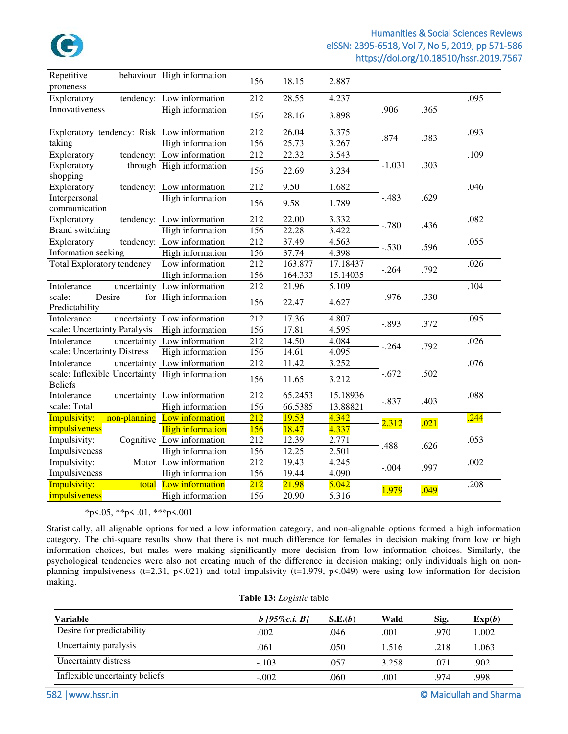| | | | | | | | |
|---|---|---|---|---|---|---|---|
| Repetitive behaviour proneness | High information | 156 | 18.15 | 2.887 | | | |
| Exploratory tendency: Innovativeness | Low information | 212 | 28.55 | 4.237 | .906 | .365 | .095 |
| | High information | 156 | 28.16 | 3.898 | | | |
| Exploratory tendency: Risk taking | Low information | 212 | 26.04 | 3.375 | .874 | .383 | .093 |
| | High information | 156 | 25.73 | 3.267 | | | |
| Exploratory tendency: Exploratory through shopping | Low information | 212 | 22.32 | 3.543 | -1.031 | .303 | .109 |
| | High information | 156 | 22.69 | 3.234 | | | |
| Exploratory tendency: Interpersonal communication | Low information | 212 | 9.50 | 1.682 | -.483 | .629 | .046 |
| | High information | 156 | 9.58 | 1.789 | | | |
| Exploratory tendency: Brand switching | Low information | 212 | 22.00 | 3.332 | -.780 | .436 | .082 |
| | High information | 156 | 22.28 | 3.422 | | | |
| Exploratory tendency: Information seeking | Low information | 212 | 37.49 | 4.563 | -.530 | .596 | .055 |
| | High information | 156 | 37.74 | 4.398 | | | |
| Total Exploratory tendency | Low information | 212 | 163.877 | 17.18437 | -.264 | .792 | .026 |
| | High information | 156 | 164.333 | 15.14035 | | | |
| Intolerance uncertainty scale: Desire for Predictability | Low information | 212 | 21.96 | 5.109 | -.976 | .330 | .104 |
| | High information | 156 | 22.47 | 4.627 | | | |
| Intolerance uncertainty scale: Uncertainty Paralysis | Low information | 212 | 17.36 | 4.807 | -.893 | .372 | .095 |
| | High information | 156 | 17.81 | 4.595 | | | |
| Intolerance uncertainty scale: Uncertainty Distress | Low information | 212 | 14.50 | 4.084 | -.264 | .792 | .026 |
| | High information | 156 | 14.61 | 4.095 | | | |
| Intolerance uncertainty scale: Inflexible Uncertainty Beliefs | Low information | 212 | 11.42 | 3.252 | -.672 | .502 | .076 |
| | High information | 156 | 11.65 | 3.212 | | | |
| Intolerance uncertainty scale: Total | Low information | 212 | 65.2453 | 15.18936 | -.837 | .403 | .088 |
| | High information | 156 | 66.5385 | 13.88821 | | | |
| Impulsivity: non-planning impulsiveness | Low information | 212 | 19.53 | 4.342 | 2.312 | .021 | .244 |
| | High information | 156 | 18.47 | 4.337 | | | |
| Impulsivity: Cognitive Impulsiveness | Low information | 212 | 12.39 | 2.771 | .488 | .626 | .053 |
| | High information | 156 | 12.25 | 2.501 | | | |
| Impulsivity: Motor Impulsiveness | Low information | 212 | 19.43 | 4.245 | -.004 | .997 | .002 |
| | High information | 156 | 19.44 | 4.090 | | | |
| Impulsivity: total impulsiveness | Low information | 212 | 21.98 | 5.042 | 1.979 | .049 | .208 |
| | High information | 156 | 20.90 | 5.316 | | | |

*p<.05, **p< .01, ***p<.001

Statistically, all alignable options formed a low information category, and non-alignable options formed a high information category. The chi-square results show that there is not much difference for females in decision making from low or high information choices, but males were making significantly more decision from low information choices. Similarly, the psychological tendencies were also not creating much of the difference in decision making; only individuals high on non-planning impulsiveness (t=2.31, p<.021) and total impulsivity (t=1.979, p<.049) were using low information for decision making.

**Table 13:** *Logistic* table

| Variable | *b [95%c.i. B]* | S.E.(*b*) | Wald | Sig. | Exp(*b*) |
|---|---|---|---|---|---|
| Desire for predictability | .002 | .046 | .001 | .970 | 1.002 |
| Uncertainty paralysis | .061 | .050 | 1.516 | .218 | 1.063 |
| Uncertainty distress | -.103 | .057 | 3.258 | .071 | .902 |
| Inflexible uncertainty beliefs | -.002 | .060 | .001 | .974 | .998 |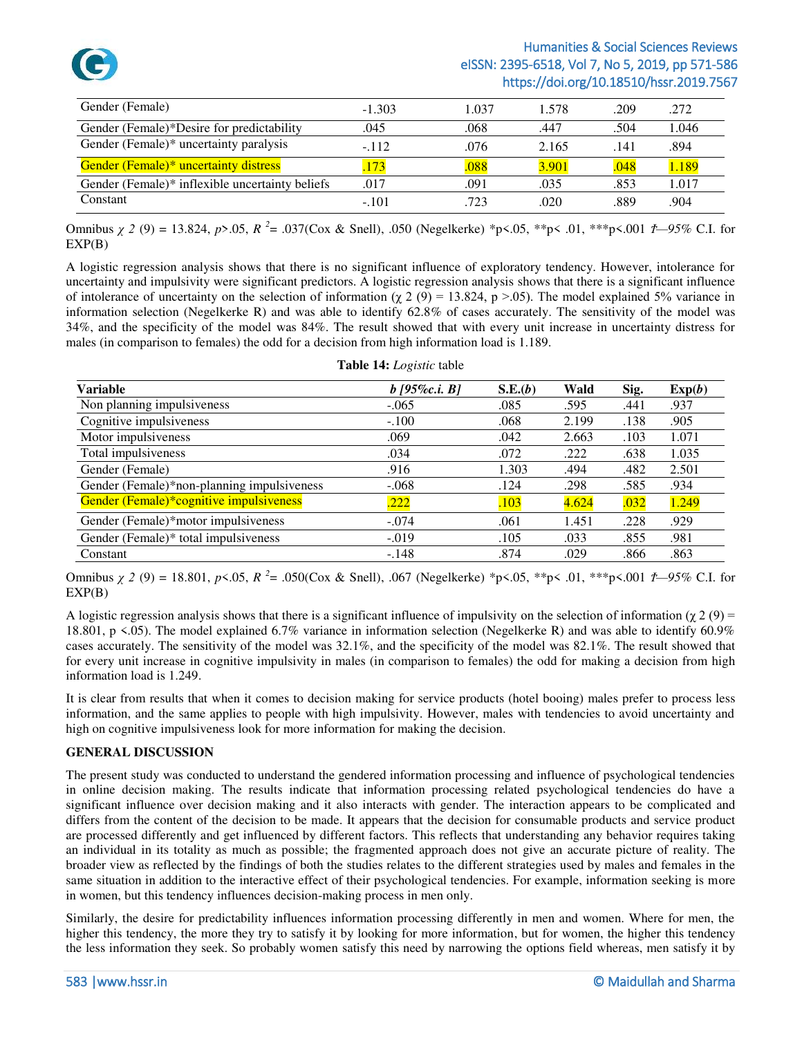| Gender (Female) | -1.303 | 1.037 | 1.578 | .209 | .272 |
|---|---|---|---|---|---|
| Gender (Female)*Desire for predictability | .045 | .068 | .447 | .504 | 1.046 |
| Gender (Female)* uncertainty paralysis | -.112 | .076 | 2.165 | .141 | .894 |
| Gender (Female)* uncertainty distress | .173 | .088 | 3.901 | .048 | 1.189 |
| Gender (Female)* inflexible uncertainty beliefs | .017 | .091 | .035 | .853 | 1.017 |
| Constant | -.101 | .723 | .020 | .889 | .904 |

Omnibus $\chi$ *2* (9) = 13.824, *p*>.05, $R^2$= .037(Cox & Snell), .050 (Negelkerke) *p<.05, **p< .01, ***p<.001 *†—95%* C.I. for EXP(B)

A logistic regression analysis shows that there is no significant influence of exploratory tendency. However, intolerance for uncertainty and impulsivity were significant predictors. A logistic regression analysis shows that there is a significant influence of intolerance of uncertainty on the selection of information ($\chi$ 2 (9) = 13.824, p >.05). The model explained 5% variance in information selection (Negelkerke R) and was able to identify 62.8% of cases accurately. The sensitivity of the model was 34%, and the specificity of the model was 84%. The result showed that with every unit increase in uncertainty distress for males (in comparison to females) the odd for a decision from high information load is 1.189.

**Table 14:** *Logistic* table

| **Variable** | ***b [95%c.i. B]*** | **S.E.(*b*)** | **Wald** | **Sig.** | **Exp(*b*)** |
|---|---|---|---|---|---|
| Non planning impulsiveness | -.065 | .085 | .595 | .441 | .937 |
| Cognitive impulsiveness | -.100 | .068 | 2.199 | .138 | .905 |
| Motor impulsiveness | .069 | .042 | 2.663 | .103 | 1.071 |
| Total impulsiveness | .034 | .072 | .222 | .638 | 1.035 |
| Gender (Female) | .916 | 1.303 | .494 | .482 | 2.501 |
| Gender (Female)*non-planning impulsiveness | -.068 | .124 | .298 | .585 | .934 |
| Gender (Female)*cognitive impulsiveness | .222 | .103 | 4.624 | .032 | 1.249 |
| Gender (Female)*motor impulsiveness | -.074 | .061 | 1.451 | .228 | .929 |
| Gender (Female)* total impulsiveness | -.019 | .105 | .033 | .855 | .981 |
| Constant | -.148 | .874 | .029 | .866 | .863 |

Omnibus $\chi$ *2* (9) = 18.801, *p*<.05, $R^2$= .050(Cox & Snell), .067 (Negelkerke) *p<.05, **p< .01, ***p<.001 *†—95%* C.I. for EXP(B)

A logistic regression analysis shows that there is a significant influence of impulsivity on the selection of information ($\chi$ 2 (9) = 18.801, p <.05). The model explained 6.7% variance in information selection (Negelkerke R) and was able to identify 60.9% cases accurately. The sensitivity of the model was 32.1%, and the specificity of the model was 82.1%. The result showed that for every unit increase in cognitive impulsivity in males (in comparison to females) the odd for making a decision from high information load is 1.249.

It is clear from results that when it comes to decision making for service products (hotel booing) males prefer to process less information, and the same applies to people with high impulsivity. However, males with tendencies to avoid uncertainty and high on cognitive impulsiveness look for more information for making the decision.

## GENERAL DISCUSSION

The present study was conducted to understand the gendered information processing and influence of psychological tendencies in online decision making. The results indicate that information processing related psychological tendencies do have a significant influence over decision making and it also interacts with gender. The interaction appears to be complicated and differs from the content of the decision to be made. It appears that the decision for consumable products and service product are processed differently and get influenced by different factors. This reflects that understanding any behavior requires taking an individual in its totality as much as possible; the fragmented approach does not give an accurate picture of reality. The broader view as reflected by the findings of both the studies relates to the different strategies used by males and females in the same situation in addition to the interactive effect of their psychological tendencies. For example, information seeking is more in women, but this tendency influences decision-making process in men only.

Similarly, the desire for predictability influences information processing differently in men and women. Where for men, the higher this tendency, the more they try to satisfy it by looking for more information, but for women, the higher this tendency the less information they seek. So probably women satisfy this need by narrowing the options field whereas, men satisfy it by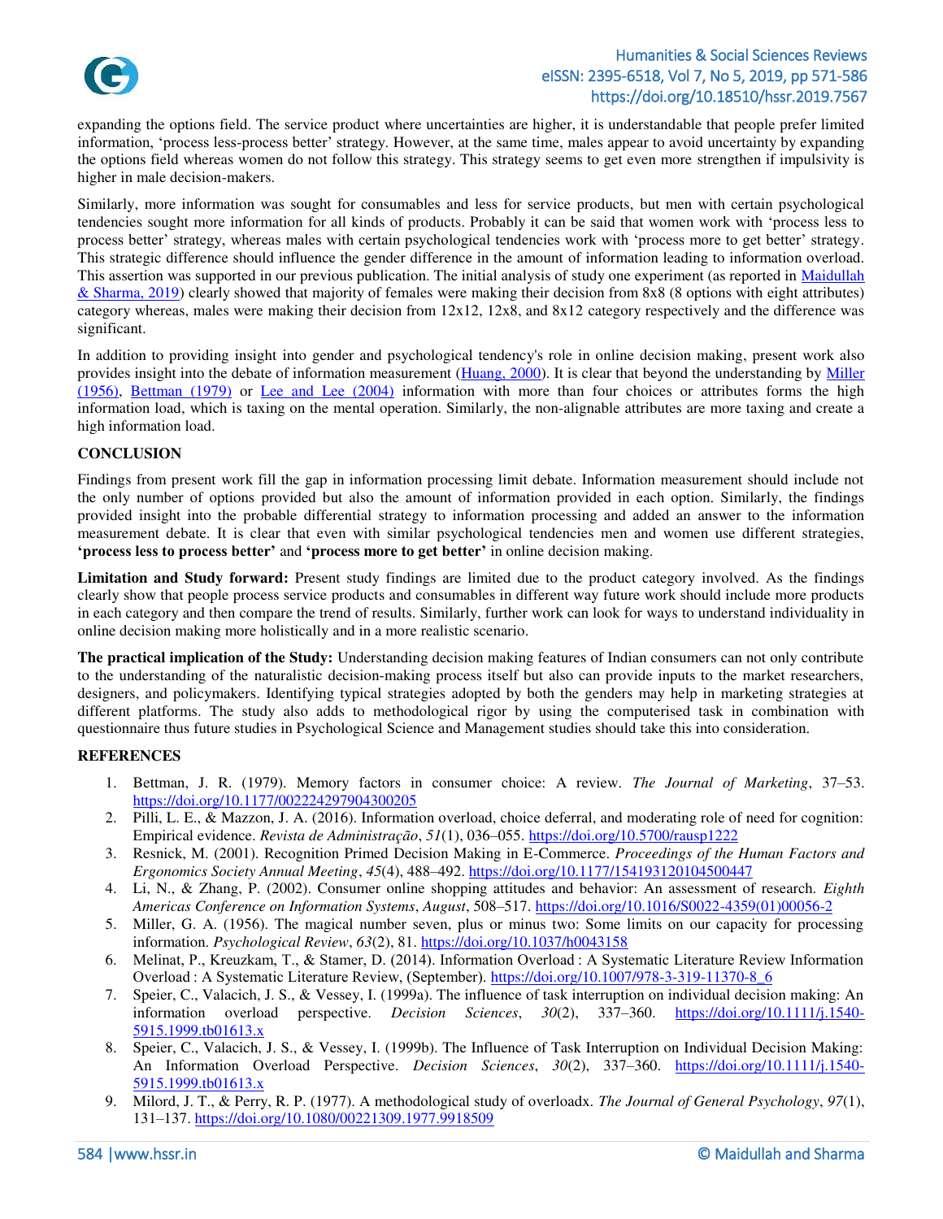expanding the options field. The service product where uncertainties are higher, it is understandable that people prefer limited information, 'process less-process better' strategy. However, at the same time, males appear to avoid uncertainty by expanding the options field whereas women do not follow this strategy. This strategy seems to get even more strengthen if impulsivity is higher in male decision-makers.

Similarly, more information was sought for consumables and less for service products, but men with certain psychological tendencies sought more information for all kinds of products. Probably it can be said that women work with 'process less to process better' strategy, whereas males with certain psychological tendencies work with 'process more to get better' strategy. This strategic difference should influence the gender difference in the amount of information leading to information overload. This assertion was supported in our previous publication. The initial analysis of study one experiment (as reported in Maidullah & Sharma, 2019) clearly showed that majority of females were making their decision from 8x8 (8 options with eight attributes) category whereas, males were making their decision from 12x12, 12x8, and 8x12 category respectively and the difference was significant.

In addition to providing insight into gender and psychological tendency's role in online decision making, present work also provides insight into the debate of information measurement (Huang, 2000). It is clear that beyond the understanding by Miller (1956), Bettman (1979) or Lee and Lee (2004) information with more than four choices or attributes forms the high information load, which is taxing on the mental operation. Similarly, the non-alignable attributes are more taxing and create a high information load.

## CONCLUSION

Findings from present work fill the gap in information processing limit debate. Information measurement should include not the only number of options provided but also the amount of information provided in each option. Similarly, the findings provided insight into the probable differential strategy to information processing and added an answer to the information measurement debate. It is clear that even with similar psychological tendencies men and women use different strategies, **'process less to process better'** and **'process more to get better'** in online decision making.

**Limitation and Study forward:** Present study findings are limited due to the product category involved. As the findings clearly show that people process service products and consumables in different way future work should include more products in each category and then compare the trend of results. Similarly, further work can look for ways to understand individuality in online decision making more holistically and in a more realistic scenario.

**The practical implication of the Study:** Understanding decision making features of Indian consumers can not only contribute to the understanding of the naturalistic decision-making process itself but also can provide inputs to the market researchers, designers, and policymakers. Identifying typical strategies adopted by both the genders may help in marketing strategies at different platforms. The study also adds to methodological rigor by using the computerised task in combination with questionnaire thus future studies in Psychological Science and Management studies should take this into consideration.

## REFERENCES

1. Bettman, J. R. (1979). Memory factors in consumer choice: A review. *The Journal of Marketing*, 37–53. https://doi.org/10.1177/002224297904300205
2. Pilli, L. E., & Mazzon, J. A. (2016). Information overload, choice deferral, and moderating role of need for cognition: Empirical evidence. *Revista de Administração*, *51*(1), 036–055. https://doi.org/10.5700/rausp1222
3. Resnick, M. (2001). Recognition Primed Decision Making in E-Commerce. *Proceedings of the Human Factors and Ergonomics Society Annual Meeting*, *45*(4), 488–492. https://doi.org/10.1177/154193120104500447
4. Li, N., & Zhang, P. (2002). Consumer online shopping attitudes and behavior: An assessment of research. *Eighth Americas Conference on Information Systems*, *August*, 508–517. https://doi.org/10.1016/S0022-4359(01)00056-2
5. Miller, G. A. (1956). The magical number seven, plus or minus two: Some limits on our capacity for processing information. *Psychological Review*, *63*(2), 81. https://doi.org/10.1037/h0043158
6. Melinat, P., Kreuzkam, T., & Stamer, D. (2014). Information Overload : A Systematic Literature Review Information Overload : A Systematic Literature Review, (September). https://doi.org/10.1007/978-3-319-11370-8_6
7. Speier, C., Valacich, J. S., & Vessey, I. (1999a). The influence of task interruption on individual decision making: An information overload perspective. *Decision Sciences*, *30*(2), 337–360. https://doi.org/10.1111/j.1540-5915.1999.tb01613.x
8. Speier, C., Valacich, J. S., & Vessey, I. (1999b). The Influence of Task Interruption on Individual Decision Making: An Information Overload Perspective. *Decision Sciences*, *30*(2), 337–360. https://doi.org/10.1111/j.1540-5915.1999.tb01613.x
9. Milord, J. T., & Perry, R. P. (1977). A methodological study of overloadx. *The Journal of General Psychology*, *97*(1), 131–137. https://doi.org/10.1080/00221309.1977.9918509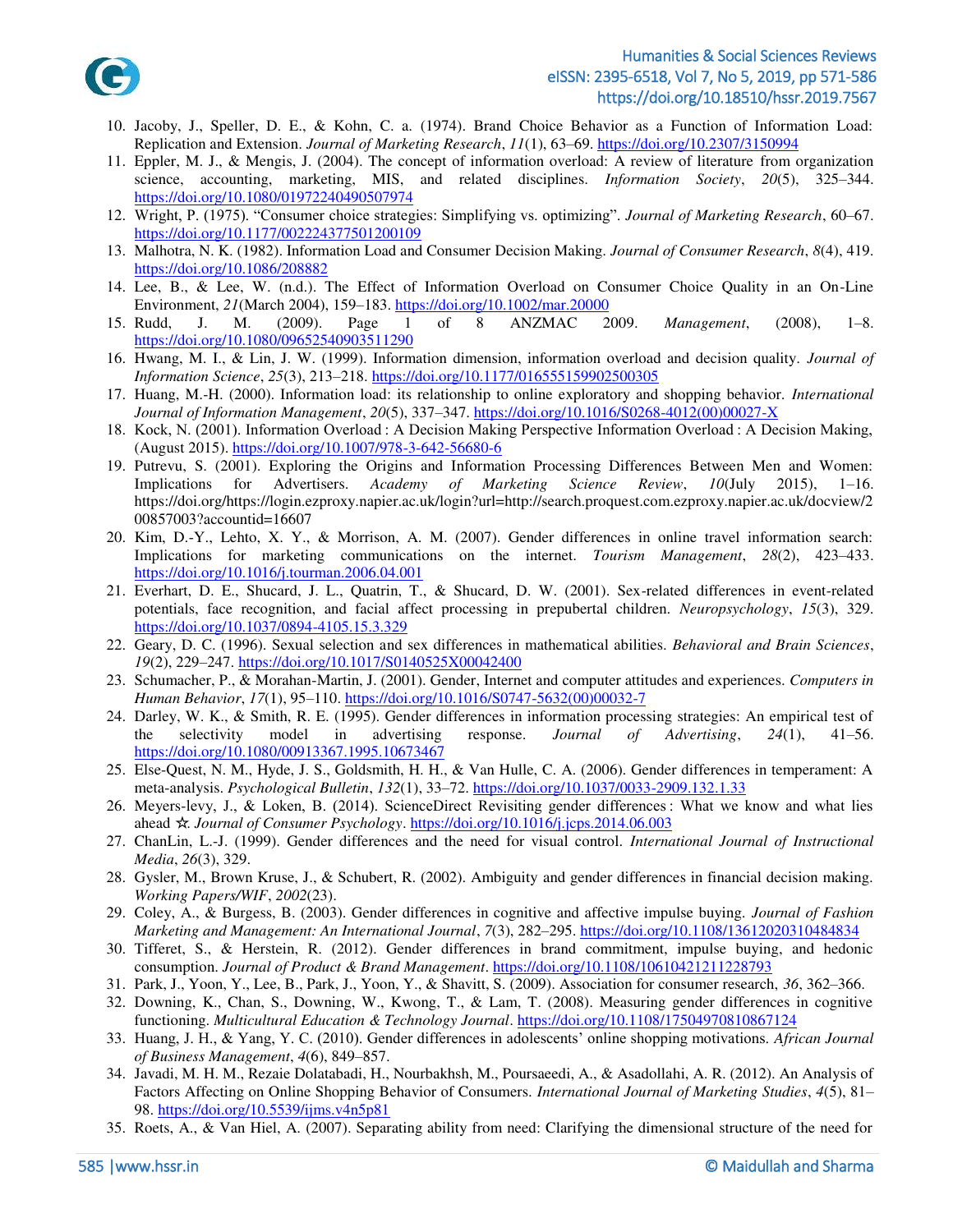10. Jacoby, J., Speller, D. E., & Kohn, C. a. (1974). Brand Choice Behavior as a Function of Information Load: Replication and Extension. *Journal of Marketing Research*, *11*(1), 63–69. https://doi.org/10.2307/3150994
11. Eppler, M. J., & Mengis, J. (2004). The concept of information overload: A review of literature from organization science, accounting, marketing, MIS, and related disciplines. *Information Society*, *20*(5), 325–344. https://doi.org/10.1080/01972240490507974
12. Wright, P. (1975). "Consumer choice strategies: Simplifying vs. optimizing". *Journal of Marketing Research*, 60–67. https://doi.org/10.1177/002224377501200109
13. Malhotra, N. K. (1982). Information Load and Consumer Decision Making. *Journal of Consumer Research*, *8*(4), 419. https://doi.org/10.1086/208882
14. Lee, B., & Lee, W. (n.d.). The Effect of Information Overload on Consumer Choice Quality in an On-Line Environment, *21*(March 2004), 159–183. https://doi.org/10.1002/mar.20000
15. Rudd, J. M. (2009). Page 1 of 8 ANZMAC 2009. *Management*, (2008), 1–8. https://doi.org/10.1080/09652540903511290
16. Hwang, M. I., & Lin, J. W. (1999). Information dimension, information overload and decision quality. *Journal of Information Science*, *25*(3), 213–218. https://doi.org/10.1177/016555159902500305
17. Huang, M.-H. (2000). Information load: its relationship to online exploratory and shopping behavior. *International Journal of Information Management*, *20*(5), 337–347. https://doi.org/10.1016/S0268-4012(00)00027-X
18. Kock, N. (2001). Information Overload : A Decision Making Perspective Information Overload : A Decision Making, (August 2015). https://doi.org/10.1007/978-3-642-56680-6
19. Putrevu, S. (2001). Exploring the Origins and Information Processing Differences Between Men and Women: Implications for Advertisers. *Academy of Marketing Science Review*, *10*(July 2015), 1–16. https://doi.org/https://login.ezproxy.napier.ac.uk/login?url=http://search.proquest.com.ezproxy.napier.ac.uk/docview/200857003?accountid=16607
20. Kim, D.-Y., Lehto, X. Y., & Morrison, A. M. (2007). Gender differences in online travel information search: Implications for marketing communications on the internet. *Tourism Management*, *28*(2), 423–433. https://doi.org/10.1016/j.tourman.2006.04.001
21. Everhart, D. E., Shucard, J. L., Quatrin, T., & Shucard, D. W. (2001). Sex-related differences in event-related potentials, face recognition, and facial affect processing in prepubertal children. *Neuropsychology*, *15*(3), 329. https://doi.org/10.1037/0894-4105.15.3.329
22. Geary, D. C. (1996). Sexual selection and sex differences in mathematical abilities. *Behavioral and Brain Sciences*, *19*(2), 229–247. https://doi.org/10.1017/S0140525X00042400
23. Schumacher, P., & Morahan-Martin, J. (2001). Gender, Internet and computer attitudes and experiences. *Computers in Human Behavior*, *17*(1), 95–110. https://doi.org/10.1016/S0747-5632(00)00032-7
24. Darley, W. K., & Smith, R. E. (1995). Gender differences in information processing strategies: An empirical test of the selectivity model in advertising response. *Journal of Advertising*, *24*(1), 41–56. https://doi.org/10.1080/00913367.1995.10673467
25. Else-Quest, N. M., Hyde, J. S., Goldsmith, H. H., & Van Hulle, C. A. (2006). Gender differences in temperament: A meta-analysis. *Psychological Bulletin*, *132*(1), 33–72. https://doi.org/10.1037/0033-2909.132.1.33
26. Meyers-levy, J., & Loken, B. (2014). ScienceDirect Revisiting gender differences : What we know and what lies ahead ☆. *Journal of Consumer Psychology*. https://doi.org/10.1016/j.jcps.2014.06.003
27. ChanLin, L.-J. (1999). Gender differences and the need for visual control. *International Journal of Instructional Media*, *26*(3), 329.
28. Gysler, M., Brown Kruse, J., & Schubert, R. (2002). Ambiguity and gender differences in financial decision making. *Working Papers/WIF*, *2002*(23).
29. Coley, A., & Burgess, B. (2003). Gender differences in cognitive and affective impulse buying. *Journal of Fashion Marketing and Management: An International Journal*, *7*(3), 282–295. https://doi.org/10.1108/13612020310484834
30. Tifferet, S., & Herstein, R. (2012). Gender differences in brand commitment, impulse buying, and hedonic consumption. *Journal of Product & Brand Management*. https://doi.org/10.1108/10610421211228793
31. Park, J., Yoon, Y., Lee, B., Park, J., Yoon, Y., & Shavitt, S. (2009). Association for consumer research, *36*, 362–366.
32. Downing, K., Chan, S., Downing, W., Kwong, T., & Lam, T. (2008). Measuring gender differences in cognitive functioning. *Multicultural Education & Technology Journal*. https://doi.org/10.1108/17504970810867124
33. Huang, J. H., & Yang, Y. C. (2010). Gender differences in adolescents' online shopping motivations. *African Journal of Business Management*, *4*(6), 849–857.
34. Javadi, M. H. M., Rezaie Dolatabadi, H., Nourbakhsh, M., Poursaeedi, A., & Asadollahi, A. R. (2012). An Analysis of Factors Affecting on Online Shopping Behavior of Consumers. *International Journal of Marketing Studies*, *4*(5), 81–98. https://doi.org/10.5539/ijms.v4n5p81
35. Roets, A., & Van Hiel, A. (2007). Separating ability from need: Clarifying the dimensional structure of the need for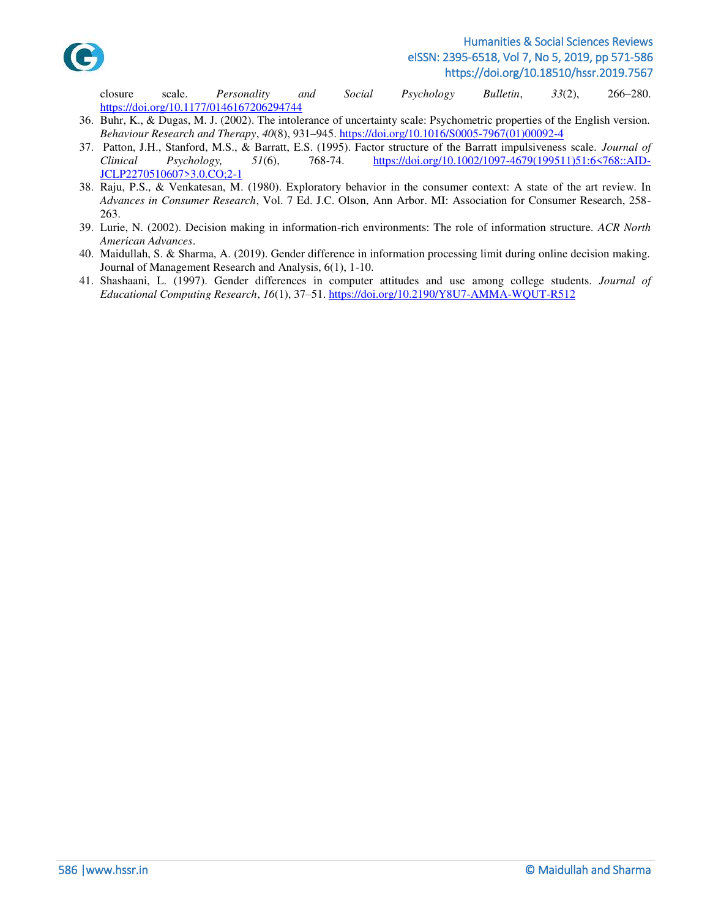closure scale. *Personality and Social Psychology Bulletin*, *33*(2), 266–280. https://doi.org/10.1177/0146167206294744

36. Buhr, K., & Dugas, M. J. (2002). The intolerance of uncertainty scale: Psychometric properties of the English version. *Behaviour Research and Therapy*, *40*(8), 931–945. https://doi.org/10.1016/S0005-7967(01)00092-4
37. Patton, J.H., Stanford, M.S., & Barratt, E.S. (1995). Factor structure of the Barratt impulsiveness scale. *Journal of Clinical Psychology, 51*(6), 768-74. https://doi.org/10.1002/1097-4679(199511)51:6<768::AID-JCLP2270510607>3.0.CO;2-1
38. Raju, P.S., & Venkatesan, M. (1980). Exploratory behavior in the consumer context: A state of the art review. In *Advances in Consumer Research*, Vol. 7 Ed. J.C. Olson, Ann Arbor. MI: Association for Consumer Research, 258-263.
39. Lurie, N. (2002). Decision making in information-rich environments: The role of information structure. *ACR North American Advances*.
40. Maidullah, S. & Sharma, A. (2019). Gender difference in information processing limit during online decision making. Journal of Management Research and Analysis, 6(1), 1-10.
41. Shashaani, L. (1997). Gender differences in computer attitudes and use among college students. *Journal of Educational Computing Research*, *16*(1), 37–51. https://doi.org/10.2190/Y8U7-AMMA-WQUT-R512